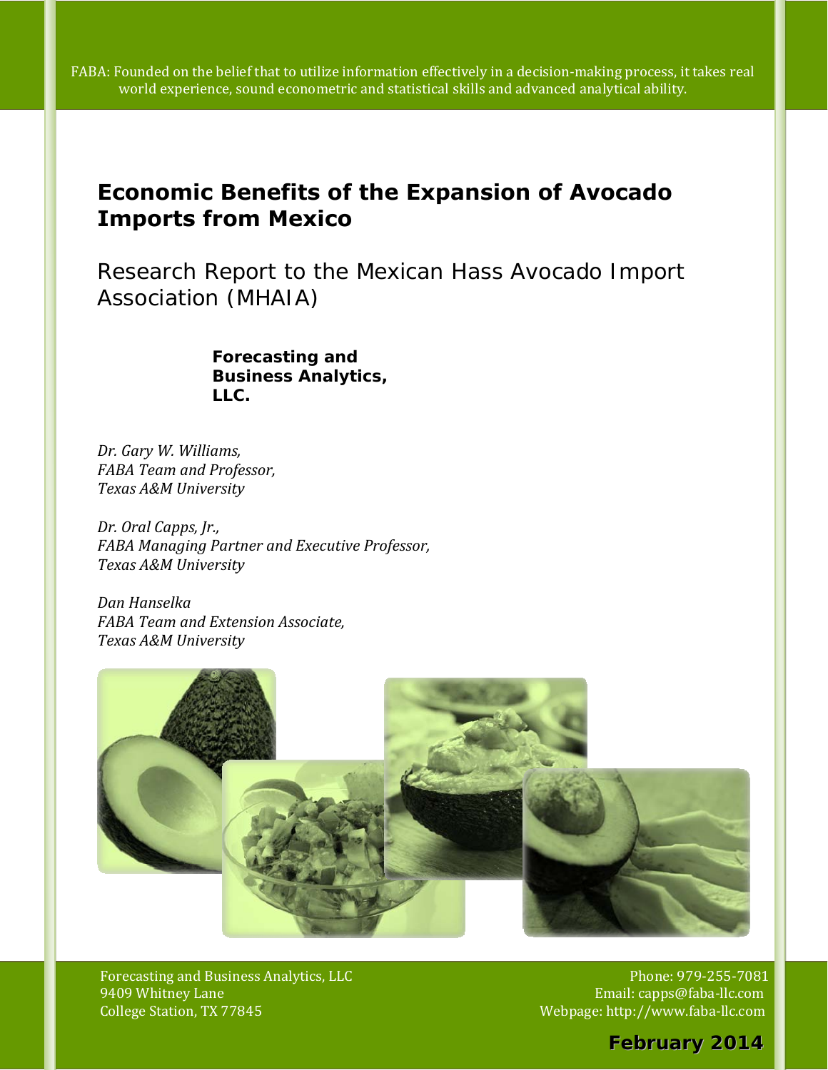FABA: Founded on the belief that to utilize information effectively in a decision-making process, it takes real world experience, sound econometric and statistical skills and advanced analytical ability.

# Economic Benefits of the Expansion of Avocado Imports from Mexico

## Research Report to the Mexican Hass Avocado Import Association (MHAIA)

**Forecasting and Business Analytics, LLC.**

*Dr. Gary W. Williams,*
*FABA Team and Professor,*
*Texas A&M University*

*Dr. Oral Capps, Jr.,*
*FABA Managing Partner and Executive Professor,*
*Texas A&M University*

*Dan Hanselka*
*FABA Team and Extension Associate,*
*Texas A&M University*

Forecasting and Business Analytics, LLC
9409 Whitney Lane
College Station, TX 77845

Phone: 979-255-7081
Email: capps@faba-llc.com
Webpage: http://www.faba-llc.com

**February 2014**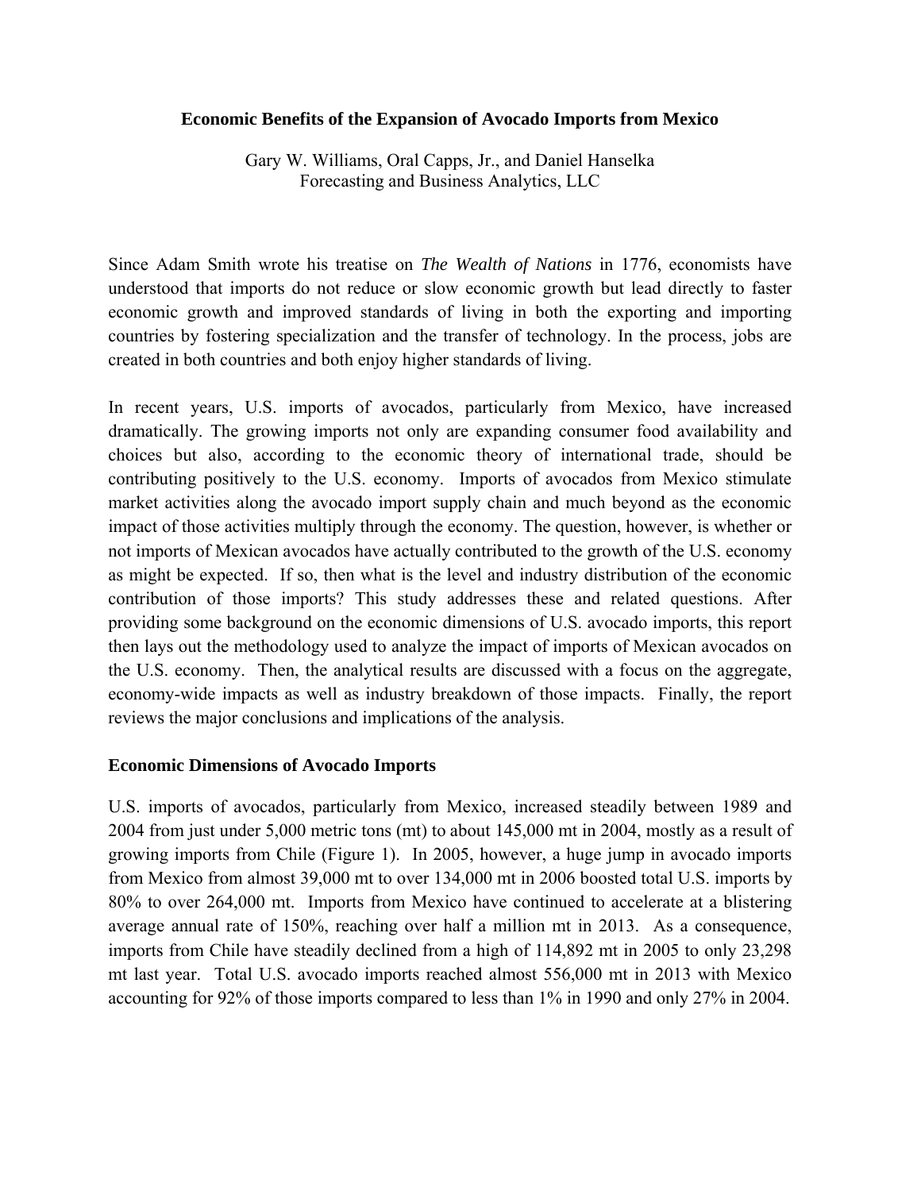**Economic Benefits of the Expansion of Avocado Imports from Mexico**

Gary W. Williams, Oral Capps, Jr., and Daniel Hanselka
Forecasting and Business Analytics, LLC

Since Adam Smith wrote his treatise on *The Wealth of Nations* in 1776, economists have understood that imports do not reduce or slow economic growth but lead directly to faster economic growth and improved standards of living in both the exporting and importing countries by fostering specialization and the transfer of technology. In the process, jobs are created in both countries and both enjoy higher standards of living.

In recent years, U.S. imports of avocados, particularly from Mexico, have increased dramatically. The growing imports not only are expanding consumer food availability and choices but also, according to the economic theory of international trade, should be contributing positively to the U.S. economy. Imports of avocados from Mexico stimulate market activities along the avocado import supply chain and much beyond as the economic impact of those activities multiply through the economy. The question, however, is whether or not imports of Mexican avocados have actually contributed to the growth of the U.S. economy as might be expected. If so, then what is the level and industry distribution of the economic contribution of those imports? This study addresses these and related questions. After providing some background on the economic dimensions of U.S. avocado imports, this report then lays out the methodology used to analyze the impact of imports of Mexican avocados on the U.S. economy. Then, the analytical results are discussed with a focus on the aggregate, economy-wide impacts as well as industry breakdown of those impacts. Finally, the report reviews the major conclusions and implications of the analysis.

## Economic Dimensions of Avocado Imports

U.S. imports of avocados, particularly from Mexico, increased steadily between 1989 and 2004 from just under 5,000 metric tons (mt) to about 145,000 mt in 2004, mostly as a result of growing imports from Chile (Figure 1). In 2005, however, a huge jump in avocado imports from Mexico from almost 39,000 mt to over 134,000 mt in 2006 boosted total U.S. imports by 80% to over 264,000 mt. Imports from Mexico have continued to accelerate at a blistering average annual rate of 150%, reaching over half a million mt in 2013. As a consequence, imports from Chile have steadily declined from a high of 114,892 mt in 2005 to only 23,298 mt last year. Total U.S. avocado imports reached almost 556,000 mt in 2013 with Mexico accounting for 92% of those imports compared to less than 1% in 1990 and only 27% in 2004.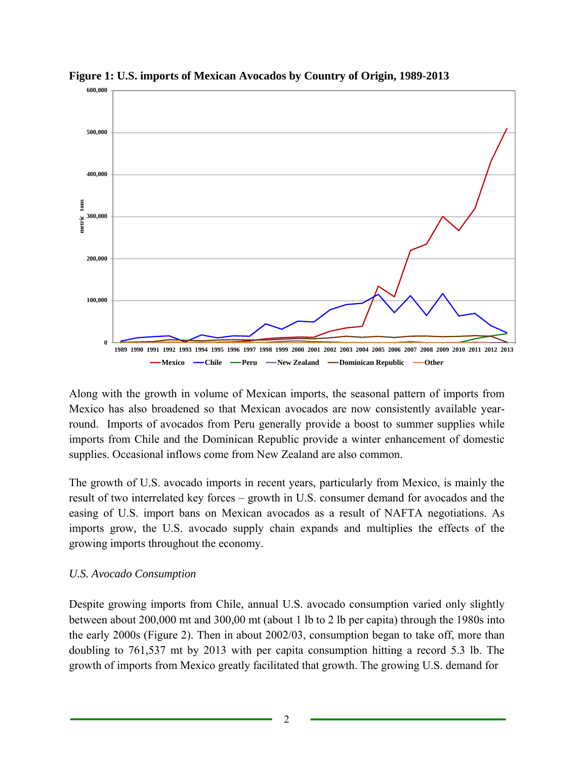**Figure 1: U.S. imports of Mexican Avocados by Country of Origin, 1989-2013**

Along with the growth in volume of Mexican imports, the seasonal pattern of imports from Mexico has also broadened so that Mexican avocados are now consistently available year-round. Imports of avocados from Peru generally provide a boost to summer supplies while imports from Chile and the Dominican Republic provide a winter enhancement of domestic supplies. Occasional inflows come from New Zealand are also common.

The growth of U.S. avocado imports in recent years, particularly from Mexico, is mainly the result of two interrelated key forces – growth in U.S. consumer demand for avocados and the easing of U.S. import bans on Mexican avocados as a result of NAFTA negotiations. As imports grow, the U.S. avocado supply chain expands and multiplies the effects of the growing imports throughout the economy.

*U.S. Avocado Consumption*

Despite growing imports from Chile, annual U.S. avocado consumption varied only slightly between about 200,000 mt and 300,00 mt (about 1 lb to 2 lb per capita) through the 1980s into the early 2000s (Figure 2). Then in about 2002/03, consumption began to take off, more than doubling to 761,537 mt by 2013 with per capita consumption hitting a record 5.3 lb. The growth of imports from Mexico greatly facilitated that growth. The growing U.S. demand for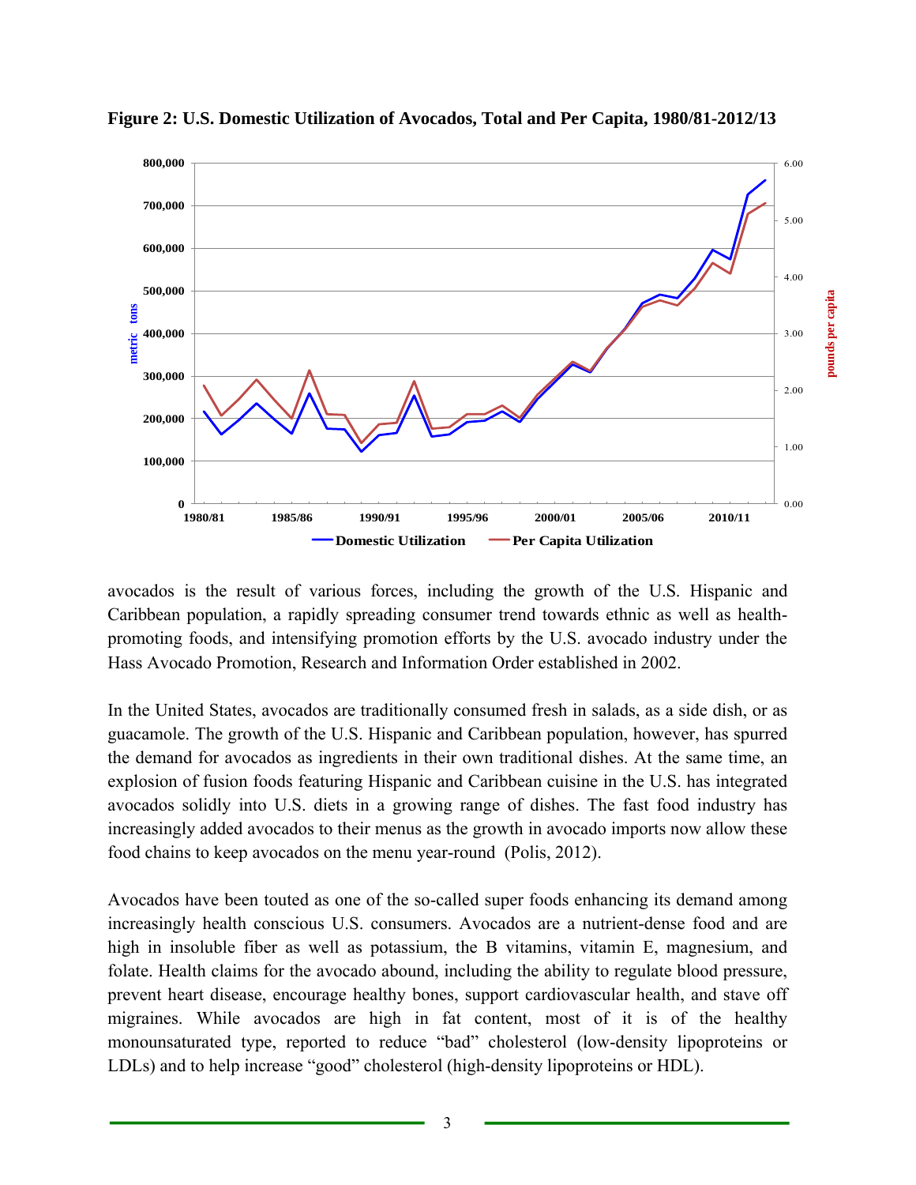**Figure 2: U.S. Domestic Utilization of Avocados, Total and Per Capita, 1980/81-2012/13**

avocados is the result of various forces, including the growth of the U.S. Hispanic and Caribbean population, a rapidly spreading consumer trend towards ethnic as well as health-promoting foods, and intensifying promotion efforts by the U.S. avocado industry under the Hass Avocado Promotion, Research and Information Order established in 2002.

In the United States, avocados are traditionally consumed fresh in salads, as a side dish, or as guacamole. The growth of the U.S. Hispanic and Caribbean population, however, has spurred the demand for avocados as ingredients in their own traditional dishes. At the same time, an explosion of fusion foods featuring Hispanic and Caribbean cuisine in the U.S. has integrated avocados solidly into U.S. diets in a growing range of dishes. The fast food industry has increasingly added avocados to their menus as the growth in avocado imports now allow these food chains to keep avocados on the menu year-round (Polis, 2012).

Avocados have been touted as one of the so-called super foods enhancing its demand among increasingly health conscious U.S. consumers. Avocados are a nutrient-dense food and are high in insoluble fiber as well as potassium, the B vitamins, vitamin E, magnesium, and folate. Health claims for the avocado abound, including the ability to regulate blood pressure, prevent heart disease, encourage healthy bones, support cardiovascular health, and stave off migraines. While avocados are high in fat content, most of it is of the healthy monounsaturated type, reported to reduce "bad" cholesterol (low-density lipoproteins or LDLs) and to help increase "good" cholesterol (high-density lipoproteins or HDL).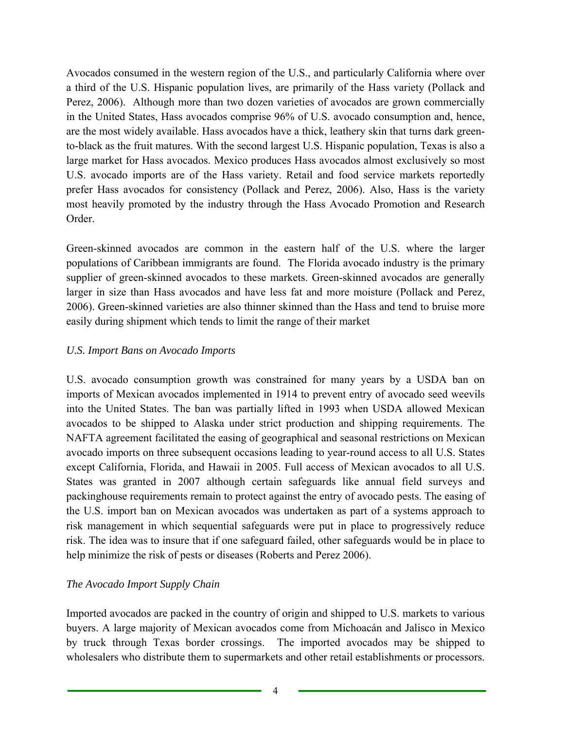Avocados consumed in the western region of the U.S., and particularly California where over a third of the U.S. Hispanic population lives, are primarily of the Hass variety (Pollack and Perez, 2006). Although more than two dozen varieties of avocados are grown commercially in the United States, Hass avocados comprise 96% of U.S. avocado consumption and, hence, are the most widely available. Hass avocados have a thick, leathery skin that turns dark green-to-black as the fruit matures. With the second largest U.S. Hispanic population, Texas is also a large market for Hass avocados. Mexico produces Hass avocados almost exclusively so most U.S. avocado imports are of the Hass variety. Retail and food service markets reportedly prefer Hass avocados for consistency (Pollack and Perez, 2006). Also, Hass is the variety most heavily promoted by the industry through the Hass Avocado Promotion and Research Order.

Green-skinned avocados are common in the eastern half of the U.S. where the larger populations of Caribbean immigrants are found. The Florida avocado industry is the primary supplier of green-skinned avocados to these markets. Green-skinned avocados are generally larger in size than Hass avocados and have less fat and more moisture (Pollack and Perez, 2006). Green-skinned varieties are also thinner skinned than the Hass and tend to bruise more easily during shipment which tends to limit the range of their market

*U.S. Import Bans on Avocado Imports*

U.S. avocado consumption growth was constrained for many years by a USDA ban on imports of Mexican avocados implemented in 1914 to prevent entry of avocado seed weevils into the United States. The ban was partially lifted in 1993 when USDA allowed Mexican avocados to be shipped to Alaska under strict production and shipping requirements. The NAFTA agreement facilitated the easing of geographical and seasonal restrictions on Mexican avocado imports on three subsequent occasions leading to year-round access to all U.S. States except California, Florida, and Hawaii in 2005. Full access of Mexican avocados to all U.S. States was granted in 2007 although certain safeguards like annual field surveys and packinghouse requirements remain to protect against the entry of avocado pests. The easing of the U.S. import ban on Mexican avocados was undertaken as part of a systems approach to risk management in which sequential safeguards were put in place to progressively reduce risk. The idea was to insure that if one safeguard failed, other safeguards would be in place to help minimize the risk of pests or diseases (Roberts and Perez 2006).

*The Avocado Import Supply Chain*

Imported avocados are packed in the country of origin and shipped to U.S. markets to various buyers. A large majority of Mexican avocados come from Michoacán and Jalisco in Mexico by truck through Texas border crossings. The imported avocados may be shipped to wholesalers who distribute them to supermarkets and other retail establishments or processors.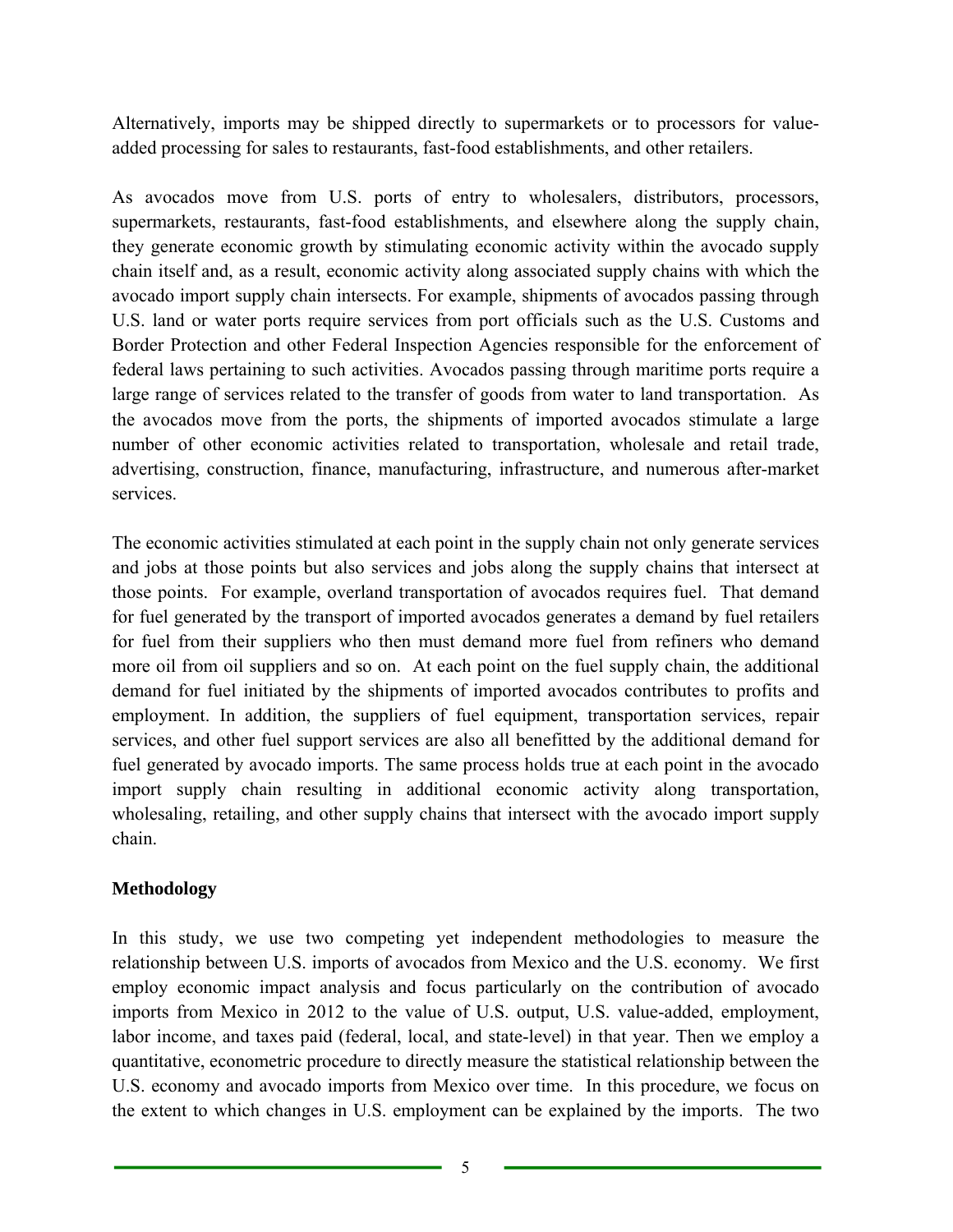Alternatively, imports may be shipped directly to supermarkets or to processors for value-added processing for sales to restaurants, fast-food establishments, and other retailers.

As avocados move from U.S. ports of entry to wholesalers, distributors, processors, supermarkets, restaurants, fast-food establishments, and elsewhere along the supply chain, they generate economic growth by stimulating economic activity within the avocado supply chain itself and, as a result, economic activity along associated supply chains with which the avocado import supply chain intersects. For example, shipments of avocados passing through U.S. land or water ports require services from port officials such as the U.S. Customs and Border Protection and other Federal Inspection Agencies responsible for the enforcement of federal laws pertaining to such activities. Avocados passing through maritime ports require a large range of services related to the transfer of goods from water to land transportation. As the avocados move from the ports, the shipments of imported avocados stimulate a large number of other economic activities related to transportation, wholesale and retail trade, advertising, construction, finance, manufacturing, infrastructure, and numerous after-market services.

The economic activities stimulated at each point in the supply chain not only generate services and jobs at those points but also services and jobs along the supply chains that intersect at those points. For example, overland transportation of avocados requires fuel. That demand for fuel generated by the transport of imported avocados generates a demand by fuel retailers for fuel from their suppliers who then must demand more fuel from refiners who demand more oil from oil suppliers and so on. At each point on the fuel supply chain, the additional demand for fuel initiated by the shipments of imported avocados contributes to profits and employment. In addition, the suppliers of fuel equipment, transportation services, repair services, and other fuel support services are also all benefitted by the additional demand for fuel generated by avocado imports. The same process holds true at each point in the avocado import supply chain resulting in additional economic activity along transportation, wholesaling, retailing, and other supply chains that intersect with the avocado import supply chain.

**Methodology**

In this study, we use two competing yet independent methodologies to measure the relationship between U.S. imports of avocados from Mexico and the U.S. economy. We first employ economic impact analysis and focus particularly on the contribution of avocado imports from Mexico in 2012 to the value of U.S. output, U.S. value-added, employment, labor income, and taxes paid (federal, local, and state-level) in that year. Then we employ a quantitative, econometric procedure to directly measure the statistical relationship between the U.S. economy and avocado imports from Mexico over time. In this procedure, we focus on the extent to which changes in U.S. employment can be explained by the imports. The two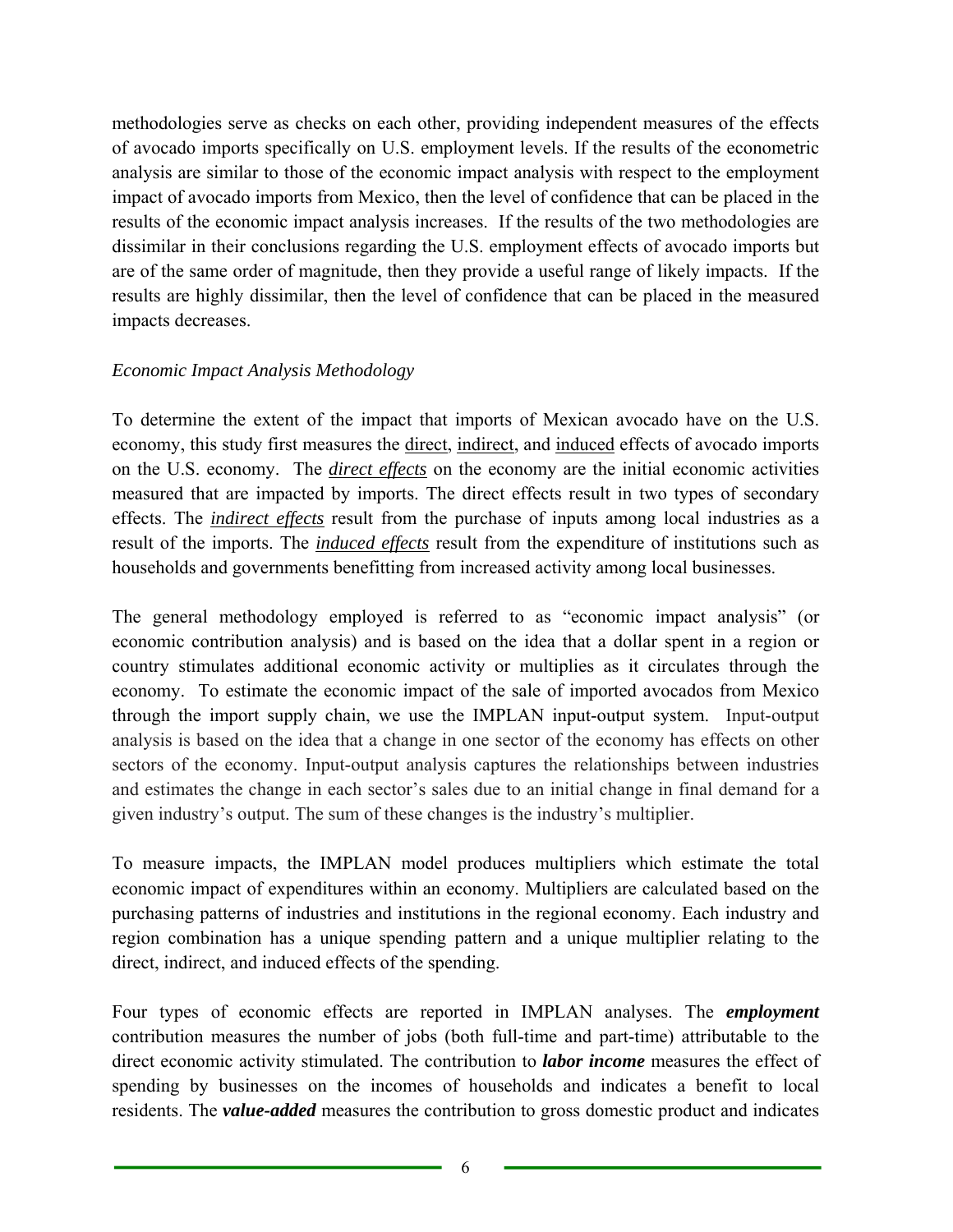methodologies serve as checks on each other, providing independent measures of the effects of avocado imports specifically on U.S. employment levels. If the results of the econometric analysis are similar to those of the economic impact analysis with respect to the employment impact of avocado imports from Mexico, then the level of confidence that can be placed in the results of the economic impact analysis increases. If the results of the two methodologies are dissimilar in their conclusions regarding the U.S. employment effects of avocado imports but are of the same order of magnitude, then they provide a useful range of likely impacts. If the results are highly dissimilar, then the level of confidence that can be placed in the measured impacts decreases.

*Economic Impact Analysis Methodology*

To determine the extent of the impact that imports of Mexican avocado have on the U.S. economy, this study first measures the <u>direct</u>, <u>indirect</u>, and <u>induced</u> effects of avocado imports on the U.S. economy. The ***<u>direct effects</u>*** on the economy are the initial economic activities measured that are impacted by imports. The direct effects result in two types of secondary effects. The ***<u>indirect effects</u>*** result from the purchase of inputs among local industries as a result of the imports. The ***<u>induced effects</u>*** result from the expenditure of institutions such as households and governments benefitting from increased activity among local businesses.

The general methodology employed is referred to as "economic impact analysis" (or economic contribution analysis) and is based on the idea that a dollar spent in a region or country stimulates additional economic activity or multiplies as it circulates through the economy. To estimate the economic impact of the sale of imported avocados from Mexico through the import supply chain, we use the IMPLAN input-output system. Input-output analysis is based on the idea that a change in one sector of the economy has effects on other sectors of the economy. Input-output analysis captures the relationships between industries and estimates the change in each sector's sales due to an initial change in final demand for a given industry's output. The sum of these changes is the industry's multiplier.

To measure impacts, the IMPLAN model produces multipliers which estimate the total economic impact of expenditures within an economy. Multipliers are calculated based on the purchasing patterns of industries and institutions in the regional economy. Each industry and region combination has a unique spending pattern and a unique multiplier relating to the direct, indirect, and induced effects of the spending.

Four types of economic effects are reported in IMPLAN analyses. The ***employment*** contribution measures the number of jobs (both full-time and part-time) attributable to the direct economic activity stimulated. The contribution to ***labor income*** measures the effect of spending by businesses on the incomes of households and indicates a benefit to local residents. The ***value-added*** measures the contribution to gross domestic product and indicates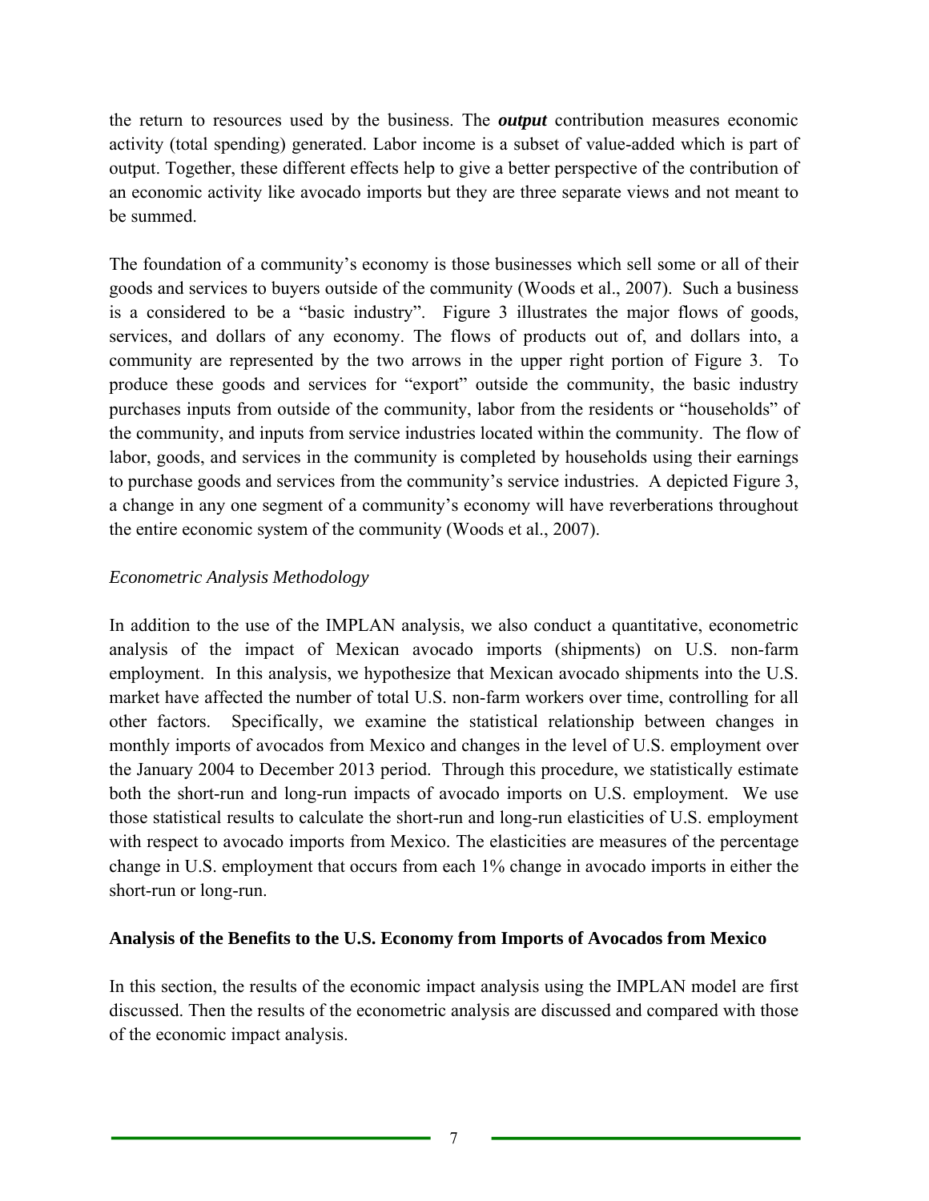the return to resources used by the business. The ***output*** contribution measures economic activity (total spending) generated. Labor income is a subset of value-added which is part of output. Together, these different effects help to give a better perspective of the contribution of an economic activity like avocado imports but they are three separate views and not meant to be summed.

The foundation of a community's economy is those businesses which sell some or all of their goods and services to buyers outside of the community (Woods et al., 2007). Such a business is a considered to be a "basic industry". Figure 3 illustrates the major flows of goods, services, and dollars of any economy. The flows of products out of, and dollars into, a community are represented by the two arrows in the upper right portion of Figure 3. To produce these goods and services for "export" outside the community, the basic industry purchases inputs from outside of the community, labor from the residents or "households" of the community, and inputs from service industries located within the community. The flow of labor, goods, and services in the community is completed by households using their earnings to purchase goods and services from the community's service industries. A depicted Figure 3, a change in any one segment of a community's economy will have reverberations throughout the entire economic system of the community (Woods et al., 2007).

*Econometric Analysis Methodology*

In addition to the use of the IMPLAN analysis, we also conduct a quantitative, econometric analysis of the impact of Mexican avocado imports (shipments) on U.S. non-farm employment. In this analysis, we hypothesize that Mexican avocado shipments into the U.S. market have affected the number of total U.S. non-farm workers over time, controlling for all other factors. Specifically, we examine the statistical relationship between changes in monthly imports of avocados from Mexico and changes in the level of U.S. employment over the January 2004 to December 2013 period. Through this procedure, we statistically estimate both the short-run and long-run impacts of avocado imports on U.S. employment. We use those statistical results to calculate the short-run and long-run elasticities of U.S. employment with respect to avocado imports from Mexico. The elasticities are measures of the percentage change in U.S. employment that occurs from each 1% change in avocado imports in either the short-run or long-run.

**Analysis of the Benefits to the U.S. Economy from Imports of Avocados from Mexico**

In this section, the results of the economic impact analysis using the IMPLAN model are first discussed. Then the results of the econometric analysis are discussed and compared with those of the economic impact analysis.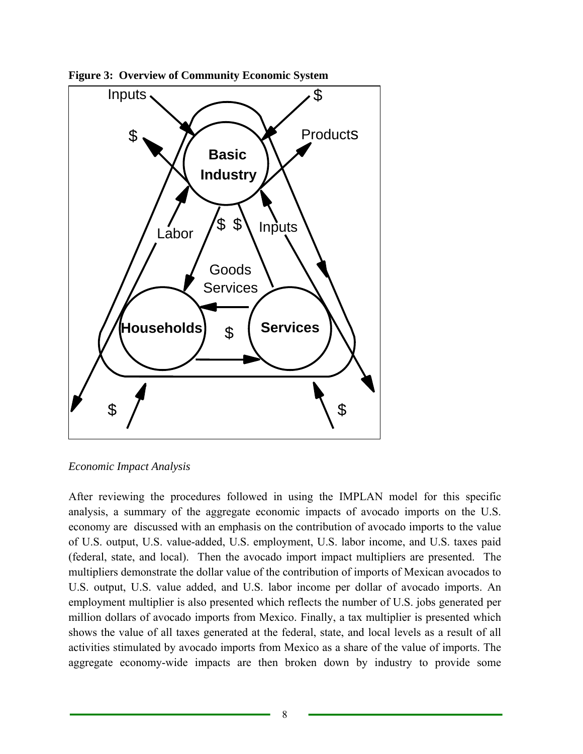**Figure 3: Overview of Community Economic System**

*Economic Impact Analysis*

After reviewing the procedures followed in using the IMPLAN model for this specific analysis, a summary of the aggregate economic impacts of avocado imports on the U.S. economy are discussed with an emphasis on the contribution of avocado imports to the value of U.S. output, U.S. value-added, U.S. employment, U.S. labor income, and U.S. taxes paid (federal, state, and local). Then the avocado import impact multipliers are presented. The multipliers demonstrate the dollar value of the contribution of imports of Mexican avocados to U.S. output, U.S. value added, and U.S. labor income per dollar of avocado imports. An employment multiplier is also presented which reflects the number of U.S. jobs generated per million dollars of avocado imports from Mexico. Finally, a tax multiplier is presented which shows the value of all taxes generated at the federal, state, and local levels as a result of all activities stimulated by avocado imports from Mexico as a share of the value of imports. The aggregate economy-wide impacts are then broken down by industry to provide some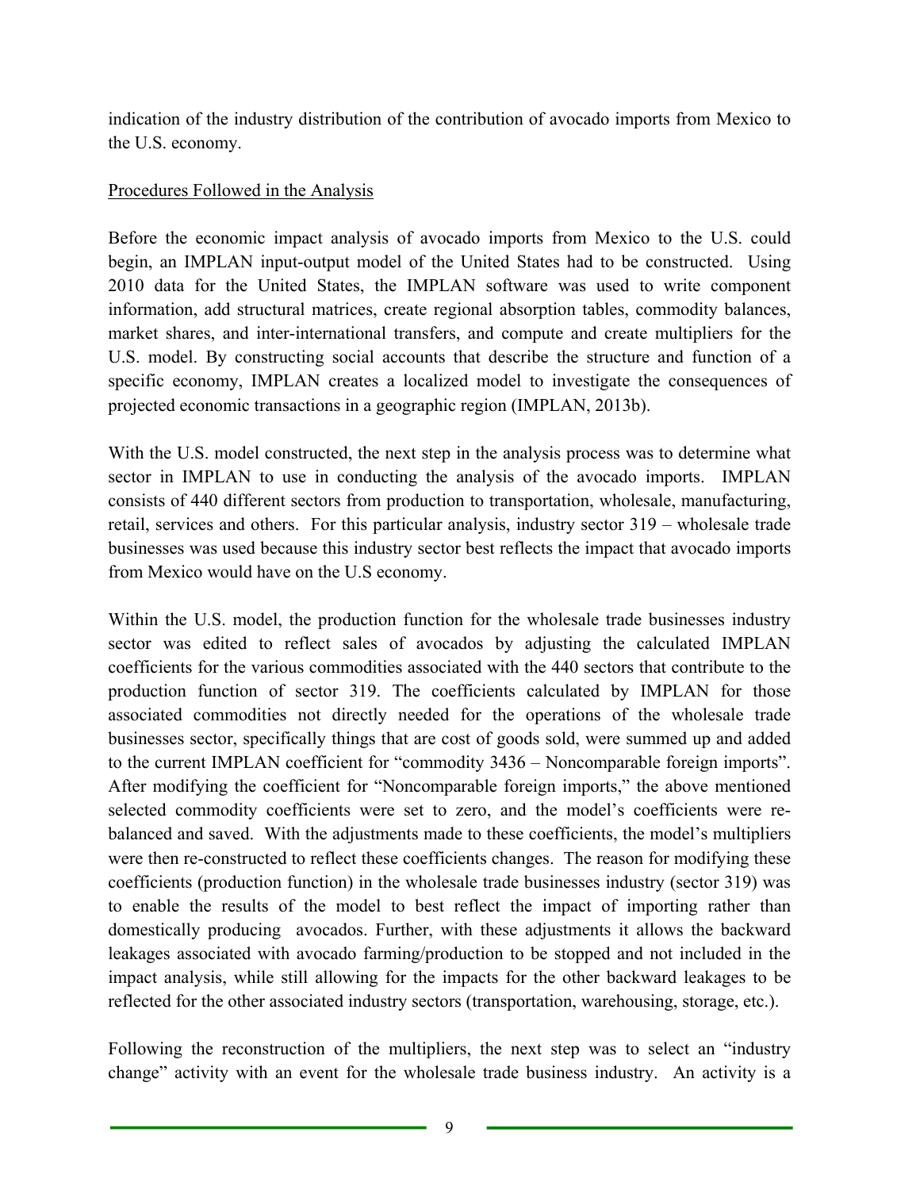indication of the industry distribution of the contribution of avocado imports from Mexico to the U.S. economy.

Procedures Followed in the Analysis

Before the economic impact analysis of avocado imports from Mexico to the U.S. could begin, an IMPLAN input-output model of the United States had to be constructed. Using 2010 data for the United States, the IMPLAN software was used to write component information, add structural matrices, create regional absorption tables, commodity balances, market shares, and inter-international transfers, and compute and create multipliers for the U.S. model. By constructing social accounts that describe the structure and function of a specific economy, IMPLAN creates a localized model to investigate the consequences of projected economic transactions in a geographic region (IMPLAN, 2013b).

With the U.S. model constructed, the next step in the analysis process was to determine what sector in IMPLAN to use in conducting the analysis of the avocado imports. IMPLAN consists of 440 different sectors from production to transportation, wholesale, manufacturing, retail, services and others. For this particular analysis, industry sector 319 – wholesale trade businesses was used because this industry sector best reflects the impact that avocado imports from Mexico would have on the U.S economy.

Within the U.S. model, the production function for the wholesale trade businesses industry sector was edited to reflect sales of avocados by adjusting the calculated IMPLAN coefficients for the various commodities associated with the 440 sectors that contribute to the production function of sector 319. The coefficients calculated by IMPLAN for those associated commodities not directly needed for the operations of the wholesale trade businesses sector, specifically things that are cost of goods sold, were summed up and added to the current IMPLAN coefficient for "commodity 3436 – Noncomparable foreign imports". After modifying the coefficient for "Noncomparable foreign imports," the above mentioned selected commodity coefficients were set to zero, and the model's coefficients were re-balanced and saved. With the adjustments made to these coefficients, the model's multipliers were then re-constructed to reflect these coefficients changes. The reason for modifying these coefficients (production function) in the wholesale trade businesses industry (sector 319) was to enable the results of the model to best reflect the impact of importing rather than domestically producing avocados. Further, with these adjustments it allows the backward leakages associated with avocado farming/production to be stopped and not included in the impact analysis, while still allowing for the impacts for the other backward leakages to be reflected for the other associated industry sectors (transportation, warehousing, storage, etc.).

Following the reconstruction of the multipliers, the next step was to select an "industry change" activity with an event for the wholesale trade business industry. An activity is a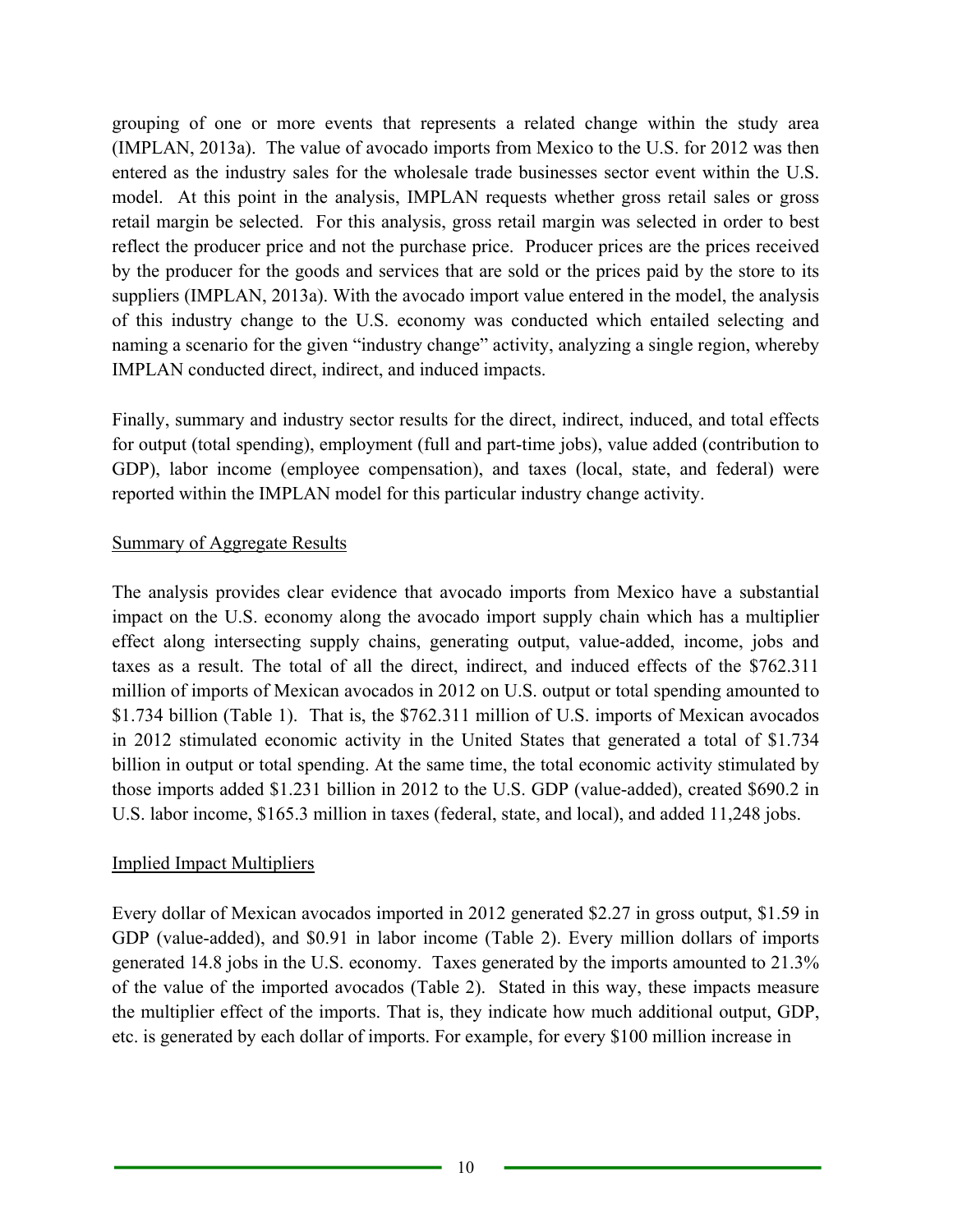grouping of one or more events that represents a related change within the study area (IMPLAN, 2013a). The value of avocado imports from Mexico to the U.S. for 2012 was then entered as the industry sales for the wholesale trade businesses sector event within the U.S. model. At this point in the analysis, IMPLAN requests whether gross retail sales or gross retail margin be selected. For this analysis, gross retail margin was selected in order to best reflect the producer price and not the purchase price. Producer prices are the prices received by the producer for the goods and services that are sold or the prices paid by the store to its suppliers (IMPLAN, 2013a). With the avocado import value entered in the model, the analysis of this industry change to the U.S. economy was conducted which entailed selecting and naming a scenario for the given "industry change" activity, analyzing a single region, whereby IMPLAN conducted direct, indirect, and induced impacts.

Finally, summary and industry sector results for the direct, indirect, induced, and total effects for output (total spending), employment (full and part-time jobs), value added (contribution to GDP), labor income (employee compensation), and taxes (local, state, and federal) were reported within the IMPLAN model for this particular industry change activity.

Summary of Aggregate Results

The analysis provides clear evidence that avocado imports from Mexico have a substantial impact on the U.S. economy along the avocado import supply chain which has a multiplier effect along intersecting supply chains, generating output, value-added, income, jobs and taxes as a result. The total of all the direct, indirect, and induced effects of the $762.311 million of imports of Mexican avocados in 2012 on U.S. output or total spending amounted to $1.734 billion (Table 1). That is, the $762.311 million of U.S. imports of Mexican avocados in 2012 stimulated economic activity in the United States that generated a total of $1.734 billion in output or total spending. At the same time, the total economic activity stimulated by those imports added $1.231 billion in 2012 to the U.S. GDP (value-added), created $690.2 in U.S. labor income, $165.3 million in taxes (federal, state, and local), and added 11,248 jobs.

Implied Impact Multipliers

Every dollar of Mexican avocados imported in 2012 generated $2.27 in gross output, $1.59 in GDP (value-added), and $0.91 in labor income (Table 2). Every million dollars of imports generated 14.8 jobs in the U.S. economy. Taxes generated by the imports amounted to 21.3% of the value of the imported avocados (Table 2). Stated in this way, these impacts measure the multiplier effect of the imports. That is, they indicate how much additional output, GDP, etc. is generated by each dollar of imports. For example, for every $100 million increase in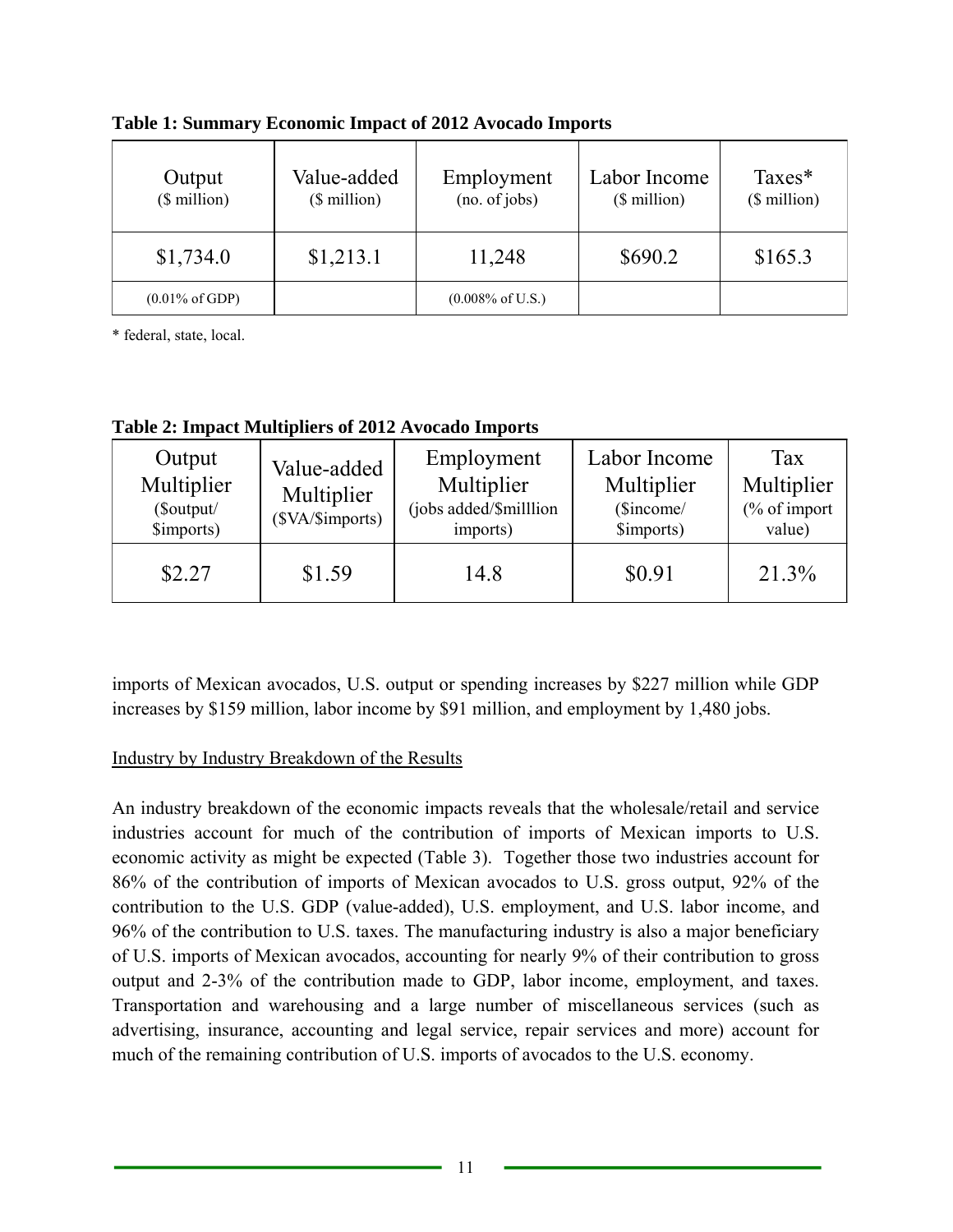**Table 1: Summary Economic Impact of 2012 Avocado Imports**

| Output ($ million) | Value-added ($ million) | Employment (no. of jobs) | Labor Income ($ million) | Taxes* ($ million) |
|---|---|---|---|---|
| $1,734.0 | $1,213.1 | 11,248 | $690.2 | $165.3 |
| (0.01% of GDP) | | (0.008% of U.S.) | | |

\* federal, state, local.

**Table 2: Impact Multipliers of 2012 Avocado Imports**

| Output Multiplier ($output/ $imports) | Value-added Multiplier ($VA/$imports) | Employment Multiplier (jobs added/$milllion imports) | Labor Income Multiplier ($income/ $imports) | Tax Multiplier (% of import value) |
|---|---|---|---|---|
| $2.27 | $1.59 | 14.8 | $0.91 | 21.3% |

imports of Mexican avocados, U.S. output or spending increases by $227 million while GDP increases by $159 million, labor income by $91 million, and employment by 1,480 jobs.

Industry by Industry Breakdown of the Results

An industry breakdown of the economic impacts reveals that the wholesale/retail and service industries account for much of the contribution of imports of Mexican imports to U.S. economic activity as might be expected (Table 3). Together those two industries account for 86% of the contribution of imports of Mexican avocados to U.S. gross output, 92% of the contribution to the U.S. GDP (value-added), U.S. employment, and U.S. labor income, and 96% of the contribution to U.S. taxes. The manufacturing industry is also a major beneficiary of U.S. imports of Mexican avocados, accounting for nearly 9% of their contribution to gross output and 2-3% of the contribution made to GDP, labor income, employment, and taxes. Transportation and warehousing and a large number of miscellaneous services (such as advertising, insurance, accounting and legal service, repair services and more) account for much of the remaining contribution of U.S. imports of avocados to the U.S. economy.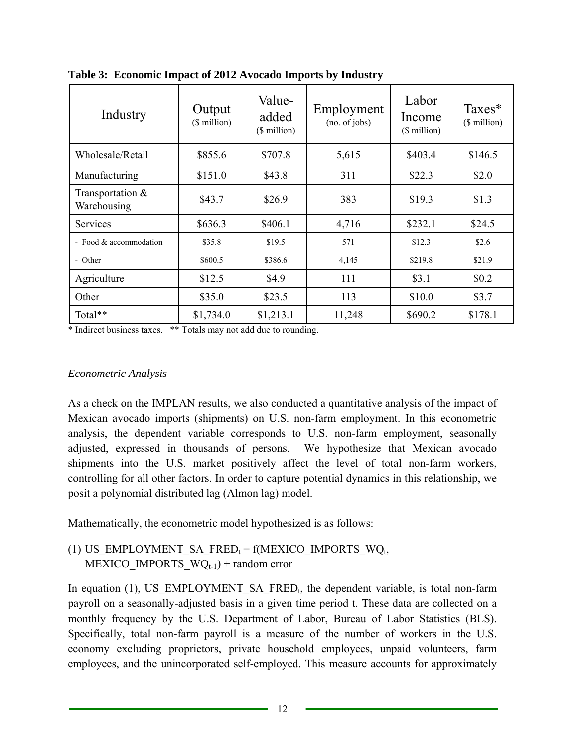**Table 3: Economic Impact of 2012 Avocado Imports by Industry**

| Industry | Output ($ million) | Value-added ($ million) | Employment (no. of jobs) | Labor Income ($ million) | Taxes* ($ million) |
|---|---|---|---|---|---|
| Wholesale/Retail | $855.6 | $707.8 | 5,615 | $403.4 | $146.5 |
| Manufacturing | $151.0 | $43.8 | 311 | $22.3 | $2.0 |
| Transportation & Warehousing | $43.7 | $26.9 | 383 | $19.3 | $1.3 |
| Services | $636.3 | $406.1 | 4,716 | $232.1 | $24.5 |
| - Food & accommodation | $35.8 | $19.5 | 571 | $12.3 | $2.6 |
| - Other | $600.5 | $386.6 | 4,145 | $219.8 | $21.9 |
| Agriculture | $12.5 | $4.9 | 111 | $3.1 | $0.2 |
| Other | $35.0 | $23.5 | 113 | $10.0 | $3.7 |
| Total** | $1,734.0 | $1,213.1 | 11,248 | $690.2 | $178.1 |

\* Indirect business taxes. ** Totals may not add due to rounding.

*Econometric Analysis*

As a check on the IMPLAN results, we also conducted a quantitative analysis of the impact of Mexican avocado imports (shipments) on U.S. non-farm employment. In this econometric analysis, the dependent variable corresponds to U.S. non-farm employment, seasonally adjusted, expressed in thousands of persons. We hypothesize that Mexican avocado shipments into the U.S. market positively affect the level of total non-farm workers, controlling for all other factors. In order to capture potential dynamics in this relationship, we posit a polynomial distributed lag (Almon lag) model.

Mathematically, the econometric model hypothesized is as follows:

$$(1)\ \text{US\_EMPLOYMENT\_SA\_FRED}_t = f(\text{MEXICO\_IMPORTS\_WQ}_t, \text{MEXICO\_IMPORTS\_WQ}_{t-1}) + \text{random error}$$

In equation (1), $\text{US\_EMPLOYMENT\_SA\_FRED}_t$, the dependent variable, is total non-farm payroll on a seasonally-adjusted basis in a given time period t. These data are collected on a monthly frequency by the U.S. Department of Labor, Bureau of Labor Statistics (BLS). Specifically, total non-farm payroll is a measure of the number of workers in the U.S. economy excluding proprietors, private household employees, unpaid volunteers, farm employees, and the unincorporated self-employed. This measure accounts for approximately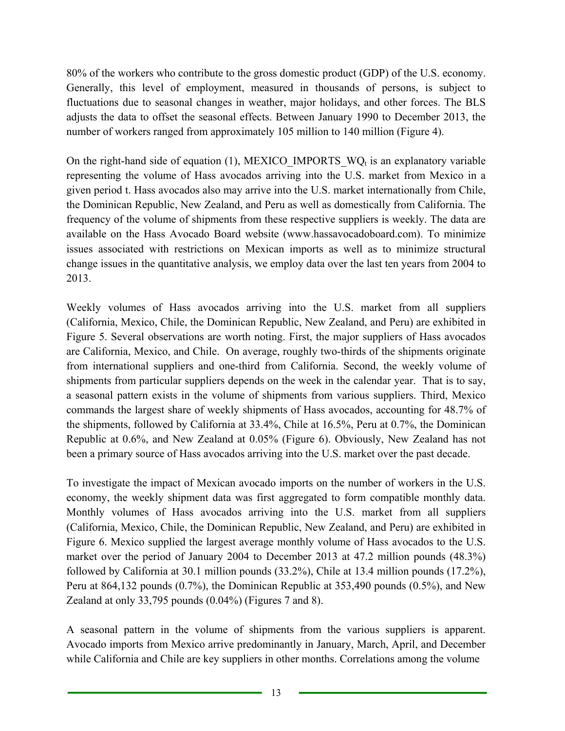80% of the workers who contribute to the gross domestic product (GDP) of the U.S. economy. Generally, this level of employment, measured in thousands of persons, is subject to fluctuations due to seasonal changes in weather, major holidays, and other forces. The BLS adjusts the data to offset the seasonal effects. Between January 1990 to December 2013, the number of workers ranged from approximately 105 million to 140 million (Figure 4).

On the right-hand side of equation (1), $MEXICO\_IMPORTS\_WQ_t$ is an explanatory variable representing the volume of Hass avocados arriving into the U.S. market from Mexico in a given period t. Hass avocados also may arrive into the U.S. market internationally from Chile, the Dominican Republic, New Zealand, and Peru as well as domestically from California. The frequency of the volume of shipments from these respective suppliers is weekly. The data are available on the Hass Avocado Board website (www.hassavocadoboard.com). To minimize issues associated with restrictions on Mexican imports as well as to minimize structural change issues in the quantitative analysis, we employ data over the last ten years from 2004 to 2013.

Weekly volumes of Hass avocados arriving into the U.S. market from all suppliers (California, Mexico, Chile, the Dominican Republic, New Zealand, and Peru) are exhibited in Figure 5. Several observations are worth noting. First, the major suppliers of Hass avocados are California, Mexico, and Chile. On average, roughly two-thirds of the shipments originate from international suppliers and one-third from California. Second, the weekly volume of shipments from particular suppliers depends on the week in the calendar year. That is to say, a seasonal pattern exists in the volume of shipments from various suppliers. Third, Mexico commands the largest share of weekly shipments of Hass avocados, accounting for 48.7% of the shipments, followed by California at 33.4%, Chile at 16.5%, Peru at 0.7%, the Dominican Republic at 0.6%, and New Zealand at 0.05% (Figure 6). Obviously, New Zealand has not been a primary source of Hass avocados arriving into the U.S. market over the past decade.

To investigate the impact of Mexican avocado imports on the number of workers in the U.S. economy, the weekly shipment data was first aggregated to form compatible monthly data. Monthly volumes of Hass avocados arriving into the U.S. market from all suppliers (California, Mexico, Chile, the Dominican Republic, New Zealand, and Peru) are exhibited in Figure 6. Mexico supplied the largest average monthly volume of Hass avocados to the U.S. market over the period of January 2004 to December 2013 at 47.2 million pounds (48.3%) followed by California at 30.1 million pounds (33.2%), Chile at 13.4 million pounds (17.2%), Peru at 864,132 pounds (0.7%), the Dominican Republic at 353,490 pounds (0.5%), and New Zealand at only 33,795 pounds (0.04%) (Figures 7 and 8).

A seasonal pattern in the volume of shipments from the various suppliers is apparent. Avocado imports from Mexico arrive predominantly in January, March, April, and December while California and Chile are key suppliers in other months. Correlations among the volume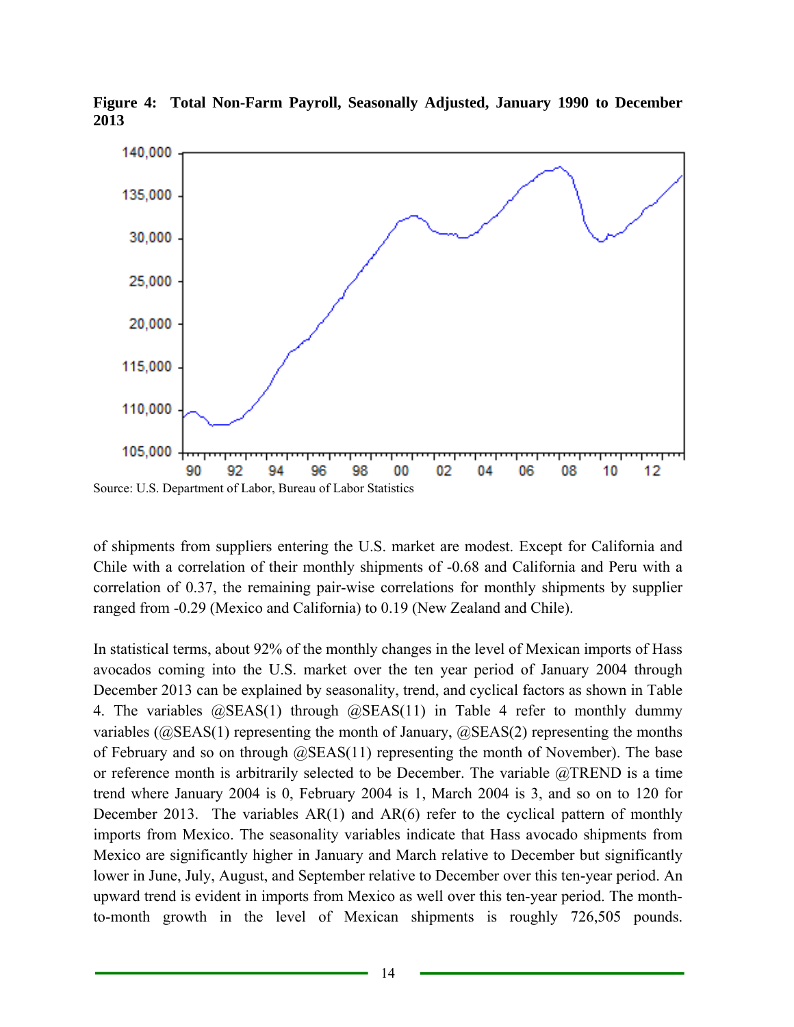**Figure 4: Total Non-Farm Payroll, Seasonally Adjusted, January 1990 to December 2013**

Source: U.S. Department of Labor, Bureau of Labor Statistics

of shipments from suppliers entering the U.S. market are modest. Except for California and Chile with a correlation of their monthly shipments of -0.68 and California and Peru with a correlation of 0.37, the remaining pair-wise correlations for monthly shipments by supplier ranged from -0.29 (Mexico and California) to 0.19 (New Zealand and Chile).

In statistical terms, about 92% of the monthly changes in the level of Mexican imports of Hass avocados coming into the U.S. market over the ten year period of January 2004 through December 2013 can be explained by seasonality, trend, and cyclical factors as shown in Table 4. The variables @SEAS(1) through @SEAS(11) in Table 4 refer to monthly dummy variables (@SEAS(1) representing the month of January, @SEAS(2) representing the months of February and so on through @SEAS(11) representing the month of November). The base or reference month is arbitrarily selected to be December. The variable @TREND is a time trend where January 2004 is 0, February 2004 is 1, March 2004 is 3, and so on to 120 for December 2013. The variables AR(1) and AR(6) refer to the cyclical pattern of monthly imports from Mexico. The seasonality variables indicate that Hass avocado shipments from Mexico are significantly higher in January and March relative to December but significantly lower in June, July, August, and September relative to December over this ten-year period. An upward trend is evident in imports from Mexico as well over this ten-year period. The month-to-month growth in the level of Mexican shipments is roughly 726,505 pounds.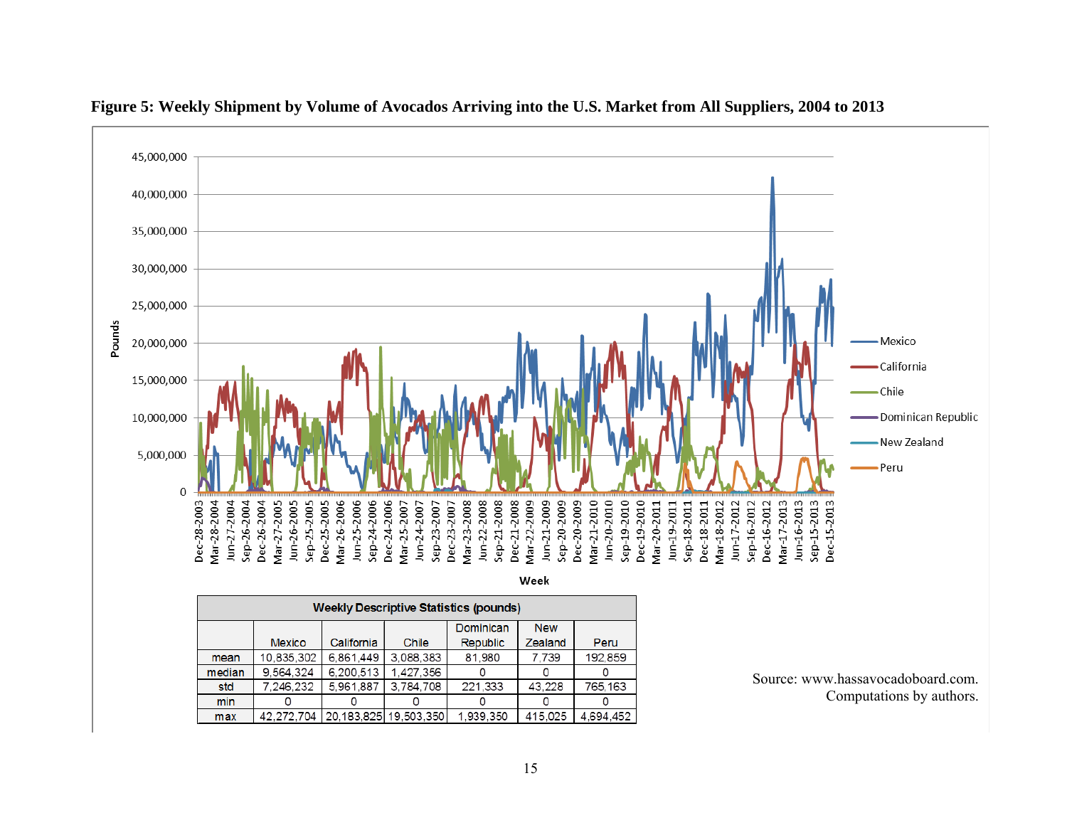**Figure 5: Weekly Shipment by Volume of Avocados Arriving into the U.S. Market from All Suppliers, 2004 to 2013**

| Weekly Descriptive Statistics (pounds) | | | | | | |
|---|---|---|---|---|---|---|
| | Mexico | California | Chile | Dominican Republic | New Zealand | Peru |
| mean | 10,835,302 | 6,861,449 | 3,088,383 | 81,980 | 7,739 | 192,859 |
| median | 9,564,324 | 6,200,513 | 1,427,356 | 0 | 0 | 0 |
| std | 7,246,232 | 5,961,887 | 3,784,708 | 221,333 | 43,228 | 765,163 |
| min | 0 | 0 | 0 | 0 | 0 | 0 |
| max | 42,272,704 | 20,183,825 | 19,503,350 | 1,939,350 | 415,025 | 4,694,452 |

Source: www.hassavocadoboard.com. Computations by authors.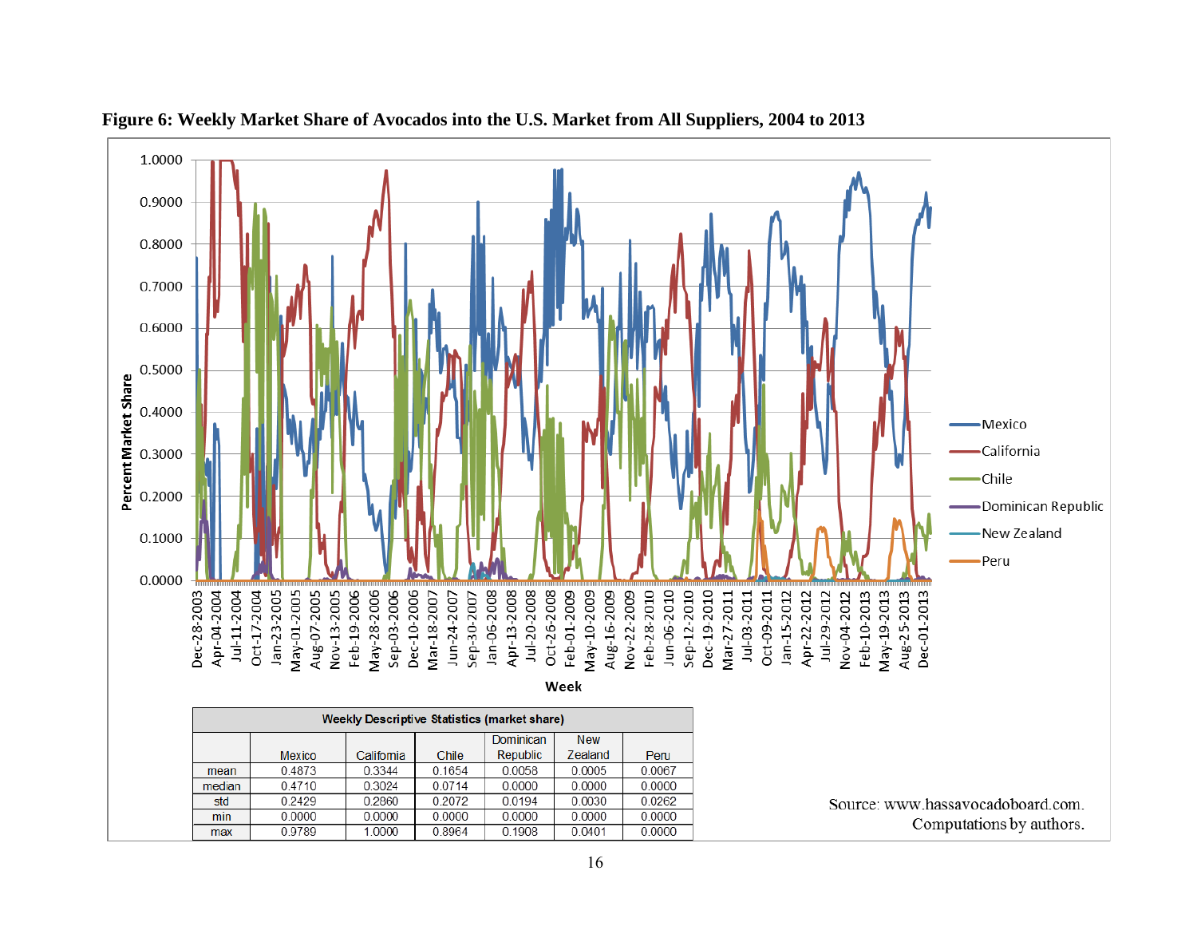**Figure 6: Weekly Market Share of Avocados into the U.S. Market from All Suppliers, 2004 to 2013**

| Weekly Descriptive Statistics (market share) | | | | | | |
|---|---|---|---|---|---|---|
| | Mexico | California | Chile | Dominican Republic | New Zealand | Peru |
| mean | 0.4873 | 0.3344 | 0.1654 | 0.0058 | 0.0005 | 0.0067 |
| median | 0.4710 | 0.3024 | 0.0714 | 0.0000 | 0.0000 | 0.0000 |
| std | 0.2429 | 0.2860 | 0.2072 | 0.0194 | 0.0030 | 0.0262 |
| min | 0.0000 | 0.0000 | 0.0000 | 0.0000 | 0.0000 | 0.0000 |
| max | 0.9789 | 1.0000 | 0.8964 | 0.1908 | 0.0401 | 0.0000 |

Source: www.hassavocadoboard.com. Computations by authors.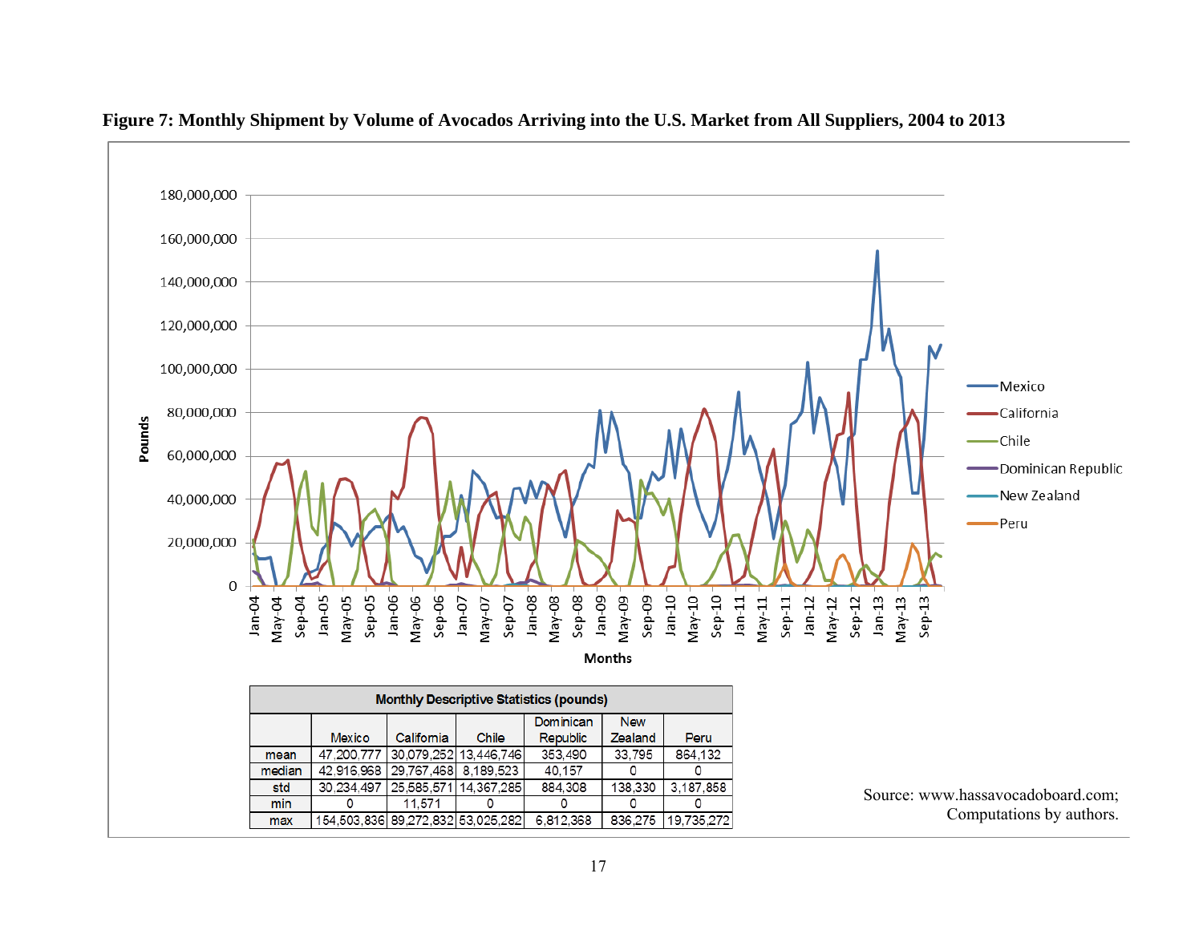**Figure 7: Monthly Shipment by Volume of Avocados Arriving into the U.S. Market from All Suppliers, 2004 to 2013**

| Monthly Descriptive Statistics (pounds) | | | | | | |
|---|---|---|---|---|---|---|
| | Mexico | California | Chile | Dominican Republic | New Zealand | Peru |
| mean | 47,200,777 | 30,079,252 | 13,446,746 | 353,490 | 33,795 | 864,132 |
| median | 42,916,968 | 29,767,468 | 8,189,523 | 40,157 | 0 | 0 |
| std | 30,234,497 | 25,585,571 | 14,367,285 | 884,308 | 138,330 | 3,187,858 |
| min | 0 | 11,571 | 0 | 0 | 0 | 0 |
| max | 154,503,836 | 89,272,832 | 53,025,282 | 6,812,368 | 836,275 | 19,735,272 |

Source: www.hassavocadoboard.com; Computations by authors.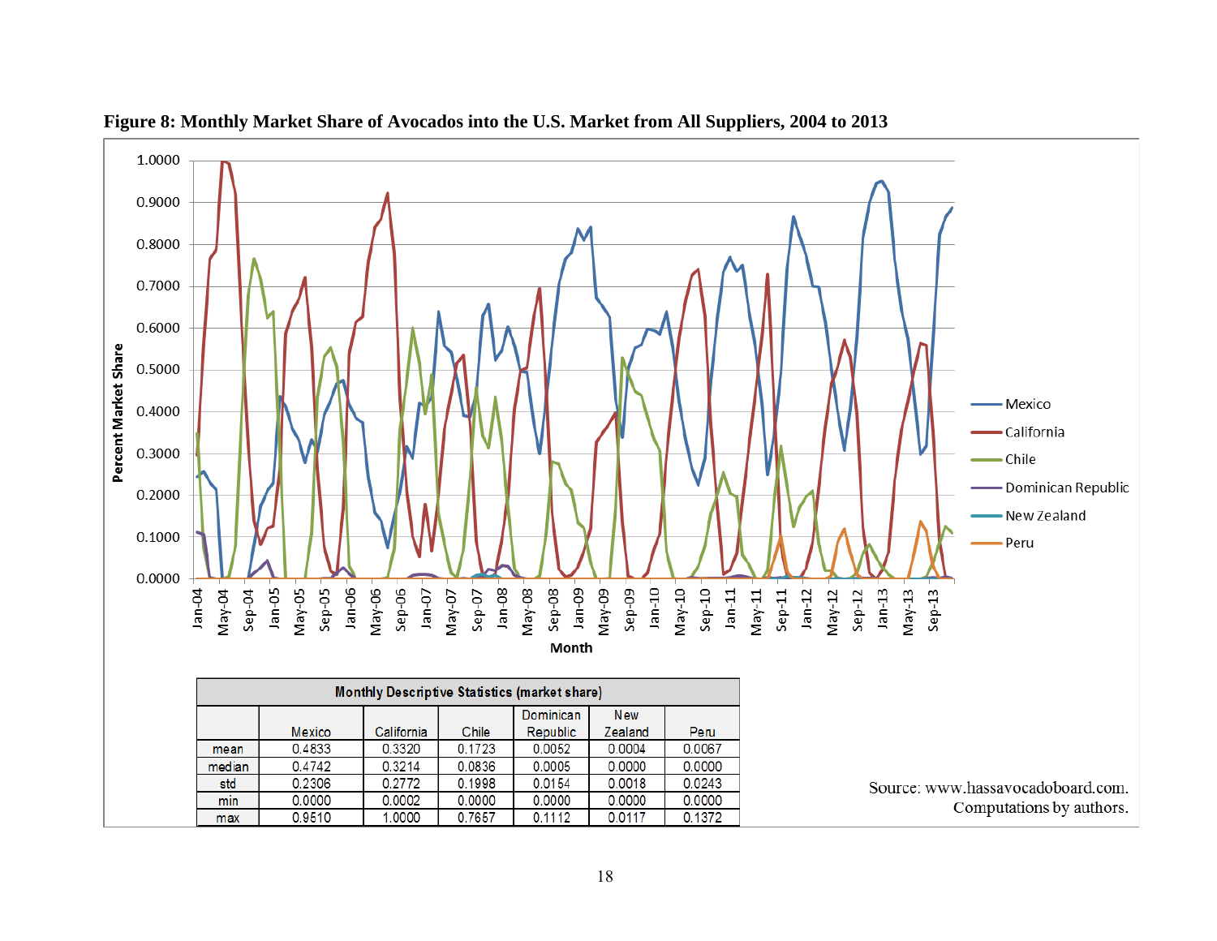**Figure 8: Monthly Market Share of Avocados into the U.S. Market from All Suppliers, 2004 to 2013**

| Monthly Descriptive Statistics (market share) | | | | | | |
|---|---|---|---|---|---|---|
| | Mexico | California | Chile | Dominican Republic | New Zealand | Peru |
| mean | 0.4833 | 0.3320 | 0.1723 | 0.0052 | 0.0004 | 0.0067 |
| median | 0.4742 | 0.3214 | 0.0836 | 0.0005 | 0.0000 | 0.0000 |
| std | 0.2306 | 0.2772 | 0.1998 | 0.0154 | 0.0018 | 0.0243 |
| min | 0.0000 | 0.0002 | 0.0000 | 0.0000 | 0.0000 | 0.0000 |
| max | 0.9510 | 1.0000 | 0.7657 | 0.1112 | 0.0117 | 0.1372 |

Source: www.hassavocadoboard.com.
Computations by authors.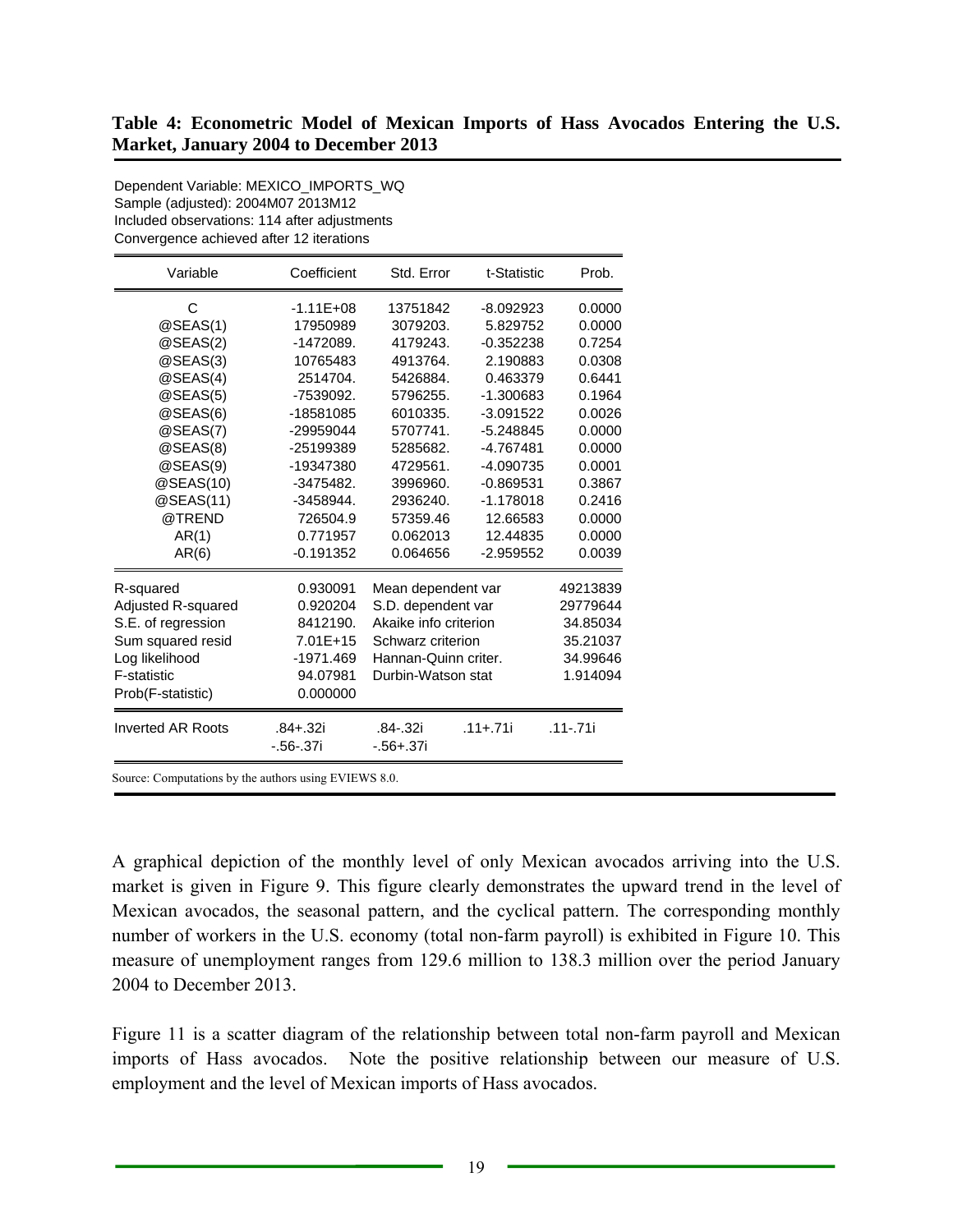**Table 4: Econometric Model of Mexican Imports of Hass Avocados Entering the U.S. Market, January 2004 to December 2013**

Dependent Variable: MEXICO_IMPORTS_WQ
Sample (adjusted): 2004M07 2013M12
Included observations: 114 after adjustments
Convergence achieved after 12 iterations

| Variable | Coefficient | Std. Error | t-Statistic | Prob. |
|---|---|---|---|---|
| C | -1.11E+08 | 13751842 | -8.092923 | 0.0000 |
| @SEAS(1) | 17950989 | 3079203. | 5.829752 | 0.0000 |
| @SEAS(2) | -1472089. | 4179243. | -0.352238 | 0.7254 |
| @SEAS(3) | 10765483 | 4913764. | 2.190883 | 0.0308 |
| @SEAS(4) | 2514704. | 5426884. | 0.463379 | 0.6441 |
| @SEAS(5) | -7539092. | 5796255. | -1.300683 | 0.1964 |
| @SEAS(6) | -18581085 | 6010335. | -3.091522 | 0.0026 |
| @SEAS(7) | -29959044 | 5707741. | -5.248845 | 0.0000 |
| @SEAS(8) | -25199389 | 5285682. | -4.767481 | 0.0000 |
| @SEAS(9) | -19347380 | 4729561. | -4.090735 | 0.0001 |
| @SEAS(10) | -3475482. | 3996960. | -0.869531 | 0.3867 |
| @SEAS(11) | -3458944. | 2936240. | -1.178018 | 0.2416 |
| @TREND | 726504.9 | 57359.46 | 12.66583 | 0.0000 |
| AR(1) | 0.771957 | 0.062013 | 12.44835 | 0.0000 |
| AR(6) | -0.191352 | 0.064656 | -2.959552 | 0.0039 |

| | | | |
|---|---|---|---|
| R-squared | 0.930091 | Mean dependent var | 49213839 |
| Adjusted R-squared | 0.920204 | S.D. dependent var | 29779644 |
| S.E. of regression | 8412190. | Akaike info criterion | 34.85034 |
| Sum squared resid | 7.01E+15 | Schwarz criterion | 35.21037 |
| Log likelihood | -1971.469 | Hannan-Quinn criter. | 34.99646 |
| F-statistic | 94.07981 | Durbin-Watson stat | 1.914094 |
| Prob(F-statistic) | 0.000000 | | |

| | | | | |
|---|---|---|---|---|
| Inverted AR Roots | .84+.32i | .84-.32i | .11+.71i | .11-.71i |
| | -.56-.37i | -.56+.37i | | |

Source: Computations by the authors using EVIEWS 8.0.

A graphical depiction of the monthly level of only Mexican avocados arriving into the U.S. market is given in Figure 9. This figure clearly demonstrates the upward trend in the level of Mexican avocados, the seasonal pattern, and the cyclical pattern. The corresponding monthly number of workers in the U.S. economy (total non-farm payroll) is exhibited in Figure 10. This measure of unemployment ranges from 129.6 million to 138.3 million over the period January 2004 to December 2013.

Figure 11 is a scatter diagram of the relationship between total non-farm payroll and Mexican imports of Hass avocados. Note the positive relationship between our measure of U.S. employment and the level of Mexican imports of Hass avocados.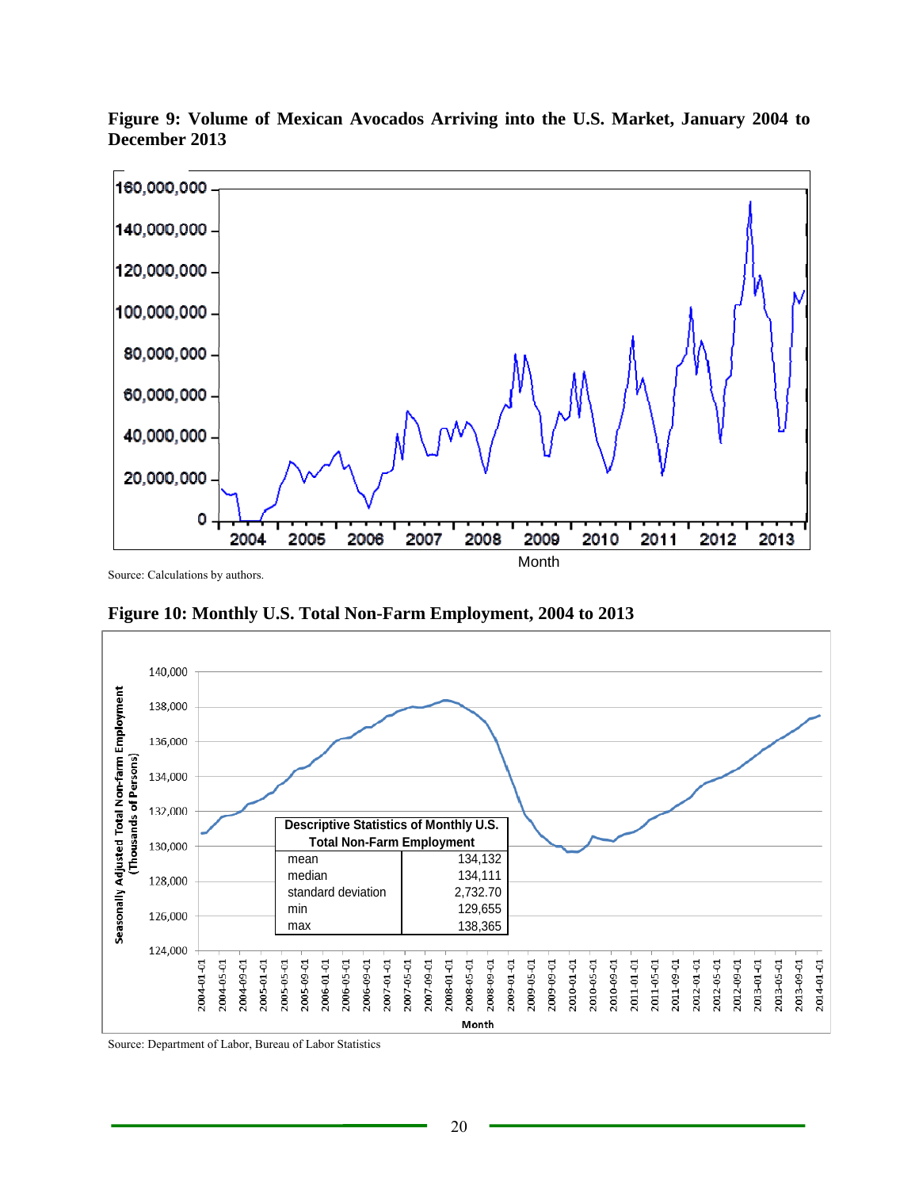**Figure 9: Volume of Mexican Avocados Arriving into the U.S. Market, January 2004 to December 2013**

Source: Calculations by authors.

**Figure 10: Monthly U.S. Total Non-Farm Employment, 2004 to 2013**

| Descriptive Statistics of Monthly U.S. Total Non-Farm Employment | |
|---|---|
| mean | 134,132 |
| median | 134,111 |
| standard deviation | 2,732.70 |
| min | 129,655 |
| max | 138,365 |

Source: Department of Labor, Bureau of Labor Statistics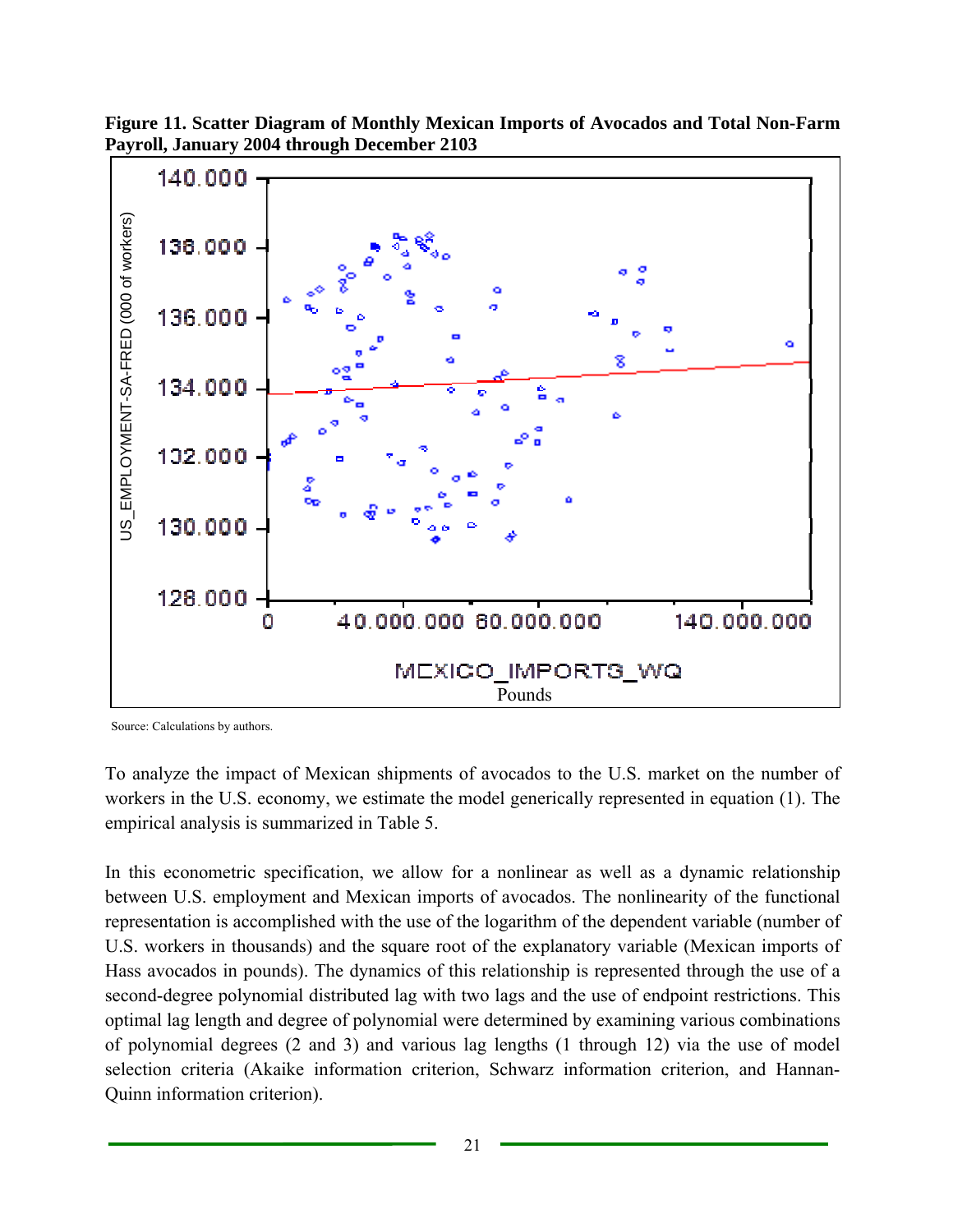**Figure 11. Scatter Diagram of Monthly Mexican Imports of Avocados and Total Non-Farm Payroll, January 2004 through December 2103**

Source: Calculations by authors.

To analyze the impact of Mexican shipments of avocados to the U.S. market on the number of workers in the U.S. economy, we estimate the model generically represented in equation (1). The empirical analysis is summarized in Table 5.

In this econometric specification, we allow for a nonlinear as well as a dynamic relationship between U.S. employment and Mexican imports of avocados. The nonlinearity of the functional representation is accomplished with the use of the logarithm of the dependent variable (number of U.S. workers in thousands) and the square root of the explanatory variable (Mexican imports of Hass avocados in pounds). The dynamics of this relationship is represented through the use of a second-degree polynomial distributed lag with two lags and the use of endpoint restrictions. This optimal lag length and degree of polynomial were determined by examining various combinations of polynomial degrees (2 and 3) and various lag lengths (1 through 12) via the use of model selection criteria (Akaike information criterion, Schwarz information criterion, and Hannan-Quinn information criterion).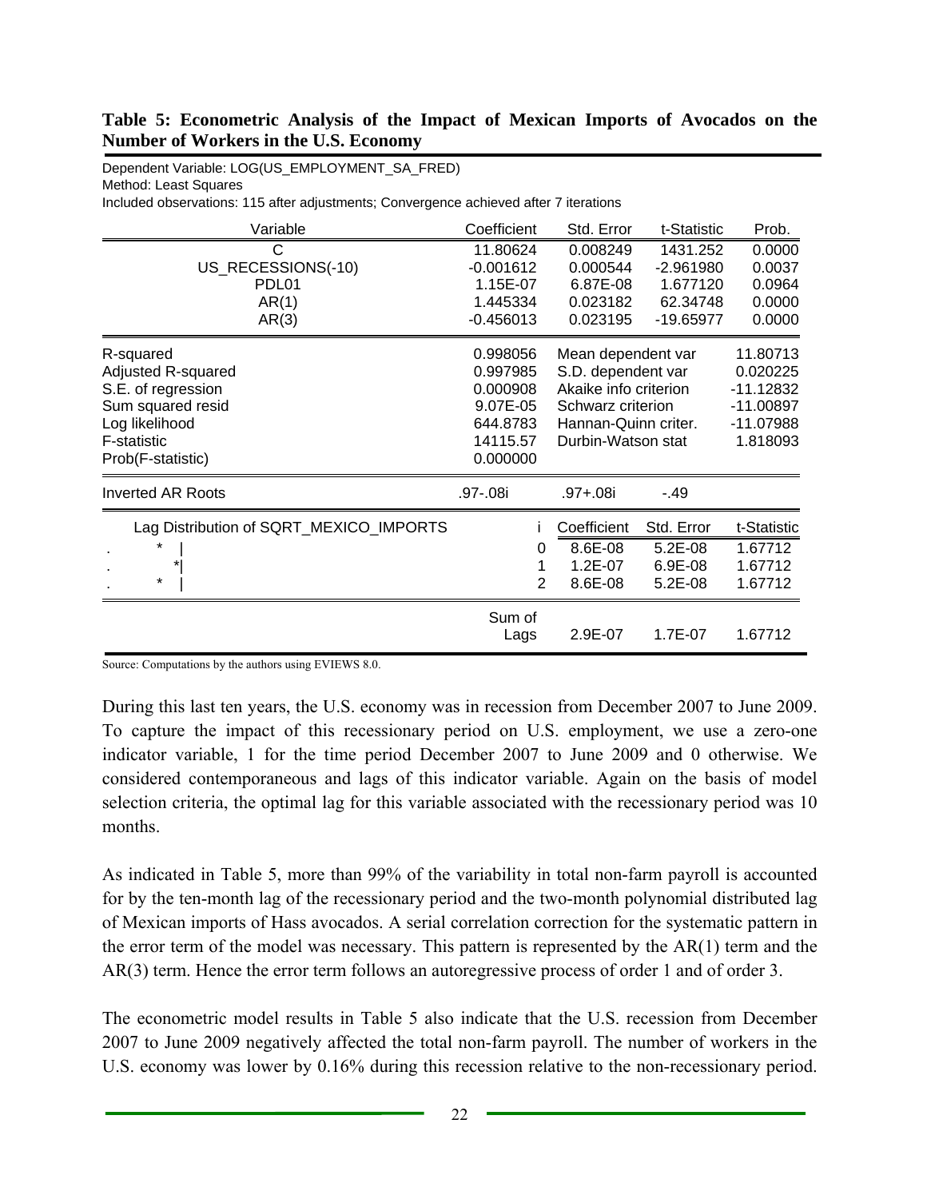**Table 5: Econometric Analysis of the Impact of Mexican Imports of Avocados on the Number of Workers in the U.S. Economy**

Dependent Variable: LOG(US_EMPLOYMENT_SA_FRED)
Method: Least Squares
Included observations: 115 after adjustments; Convergence achieved after 7 iterations

| Variable | Coefficient | Std. Error | t-Statistic | Prob. |
|---|---|---|---|---|
| C | 11.80624 | 0.008249 | 1431.252 | 0.0000 |
| US_RECESSIONS(-10) | -0.001612 | 0.000544 | -2.961980 | 0.0037 |
| PDL01 | 1.15E-07 | 6.87E-08 | 1.677120 | 0.0964 |
| AR(1) | 1.445334 | 0.023182 | 62.34748 | 0.0000 |
| AR(3) | -0.456013 | 0.023195 | -19.65977 | 0.0000 |

| | | | |
|---|---|---|---|
| R-squared | 0.998056 | Mean dependent var | 11.80713 |
| Adjusted R-squared | 0.997985 | S.D. dependent var | 0.020225 |
| S.E. of regression | 0.000908 | Akaike info criterion | -11.12832 |
| Sum squared resid | 9.07E-05 | Schwarz criterion | -11.00897 |
| Log likelihood | 644.8783 | Hannan-Quinn criter. | -11.07988 |
| F-statistic | 14115.57 | Durbin-Watson stat | 1.818093 |
| Prob(F-statistic) | 0.000000 | | |

| Inverted AR Roots | .97-.08i | .97+.08i | -.49 |
|---|---|---|---|

| Lag Distribution of SQRT_MEXICO_IMPORTS | i | Coefficient | Std. Error | t-Statistic |
|---|---|---|---|---|
| . * \| | 0 | 8.6E-08 | 5.2E-08 | 1.67712 |
| . *\| | 1 | 1.2E-07 | 6.9E-08 | 1.67712 |
| . * \| | 2 | 8.6E-08 | 5.2E-08 | 1.67712 |
| | Sum of Lags | 2.9E-07 | 1.7E-07 | 1.67712 |

Source: Computations by the authors using EVIEWS 8.0.

During this last ten years, the U.S. economy was in recession from December 2007 to June 2009. To capture the impact of this recessionary period on U.S. employment, we use a zero-one indicator variable, 1 for the time period December 2007 to June 2009 and 0 otherwise. We considered contemporaneous and lags of this indicator variable. Again on the basis of model selection criteria, the optimal lag for this variable associated with the recessionary period was 10 months.

As indicated in Table 5, more than 99% of the variability in total non-farm payroll is accounted for by the ten-month lag of the recessionary period and the two-month polynomial distributed lag of Mexican imports of Hass avocados. A serial correlation correction for the systematic pattern in the error term of the model was necessary. This pattern is represented by the AR(1) term and the AR(3) term. Hence the error term follows an autoregressive process of order 1 and of order 3.

The econometric model results in Table 5 also indicate that the U.S. recession from December 2007 to June 2009 negatively affected the total non-farm payroll. The number of workers in the U.S. economy was lower by 0.16% during this recession relative to the non-recessionary period.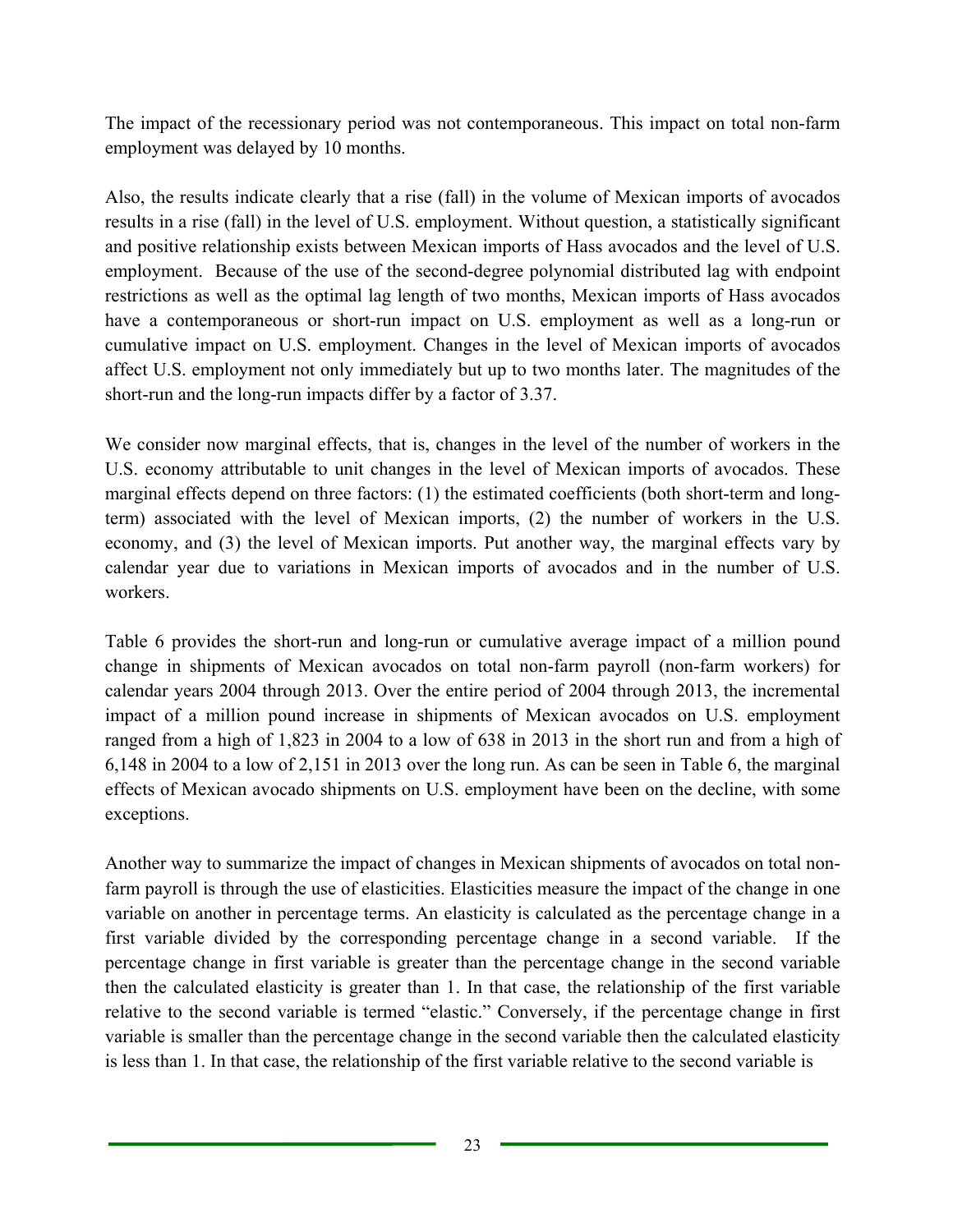The impact of the recessionary period was not contemporaneous. This impact on total non-farm employment was delayed by 10 months.

Also, the results indicate clearly that a rise (fall) in the volume of Mexican imports of avocados results in a rise (fall) in the level of U.S. employment. Without question, a statistically significant and positive relationship exists between Mexican imports of Hass avocados and the level of U.S. employment. Because of the use of the second-degree polynomial distributed lag with endpoint restrictions as well as the optimal lag length of two months, Mexican imports of Hass avocados have a contemporaneous or short-run impact on U.S. employment as well as a long-run or cumulative impact on U.S. employment. Changes in the level of Mexican imports of avocados affect U.S. employment not only immediately but up to two months later. The magnitudes of the short-run and the long-run impacts differ by a factor of 3.37.

We consider now marginal effects, that is, changes in the level of the number of workers in the U.S. economy attributable to unit changes in the level of Mexican imports of avocados. These marginal effects depend on three factors: (1) the estimated coefficients (both short-term and long-term) associated with the level of Mexican imports, (2) the number of workers in the U.S. economy, and (3) the level of Mexican imports. Put another way, the marginal effects vary by calendar year due to variations in Mexican imports of avocados and in the number of U.S. workers.

Table 6 provides the short-run and long-run or cumulative average impact of a million pound change in shipments of Mexican avocados on total non-farm payroll (non-farm workers) for calendar years 2004 through 2013. Over the entire period of 2004 through 2013, the incremental impact of a million pound increase in shipments of Mexican avocados on U.S. employment ranged from a high of 1,823 in 2004 to a low of 638 in 2013 in the short run and from a high of 6,148 in 2004 to a low of 2,151 in 2013 over the long run. As can be seen in Table 6, the marginal effects of Mexican avocado shipments on U.S. employment have been on the decline, with some exceptions.

Another way to summarize the impact of changes in Mexican shipments of avocados on total non-farm payroll is through the use of elasticities. Elasticities measure the impact of the change in one variable on another in percentage terms. An elasticity is calculated as the percentage change in a first variable divided by the corresponding percentage change in a second variable. If the percentage change in first variable is greater than the percentage change in the second variable then the calculated elasticity is greater than 1. In that case, the relationship of the first variable relative to the second variable is termed "elastic." Conversely, if the percentage change in first variable is smaller than the percentage change in the second variable then the calculated elasticity is less than 1. In that case, the relationship of the first variable relative to the second variable is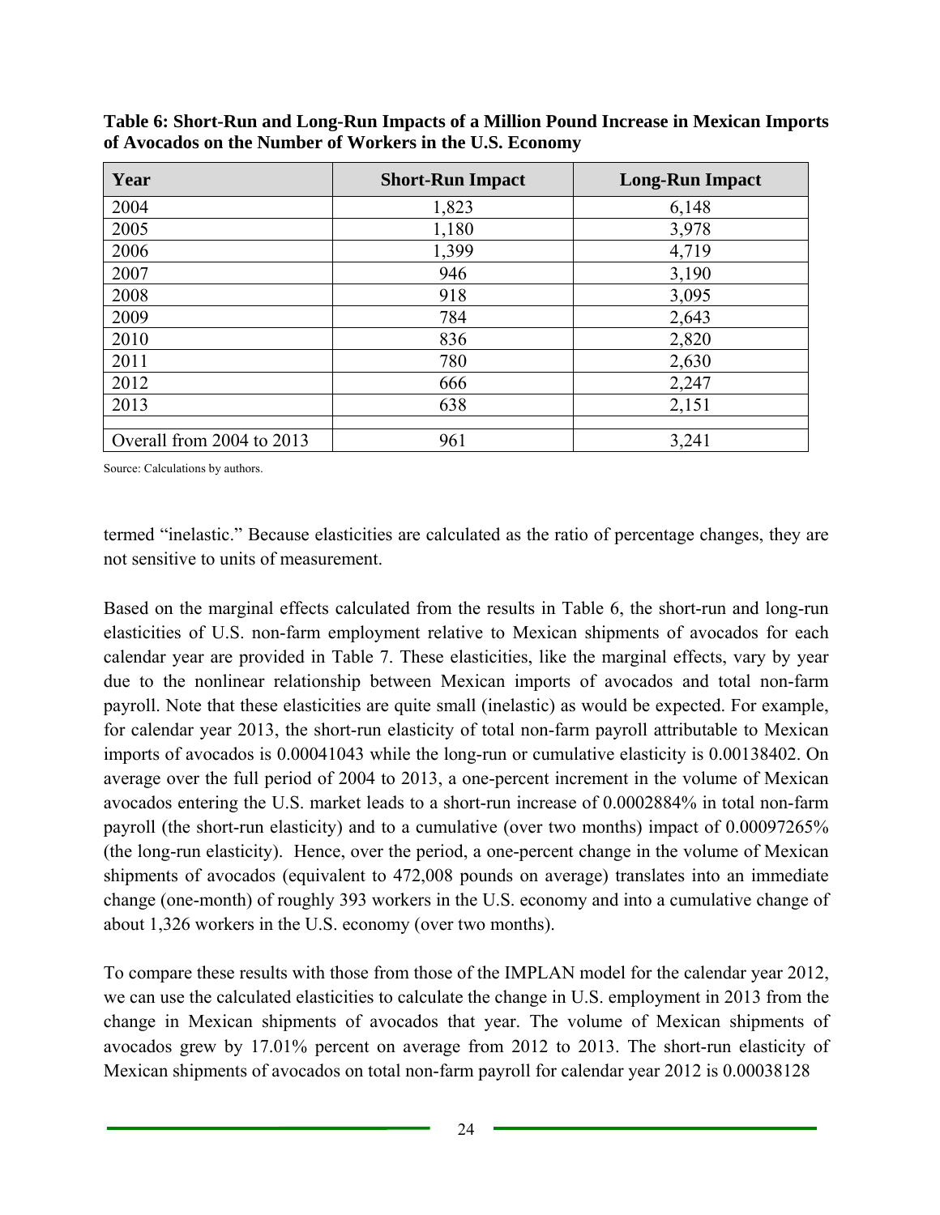**Table 6: Short-Run and Long-Run Impacts of a Million Pound Increase in Mexican Imports of Avocados on the Number of Workers in the U.S. Economy**

| Year | Short-Run Impact | Long-Run Impact |
|---|---|---|
| 2004 | 1,823 | 6,148 |
| 2005 | 1,180 | 3,978 |
| 2006 | 1,399 | 4,719 |
| 2007 | 946 | 3,190 |
| 2008 | 918 | 3,095 |
| 2009 | 784 | 2,643 |
| 2010 | 836 | 2,820 |
| 2011 | 780 | 2,630 |
| 2012 | 666 | 2,247 |
| 2013 | 638 | 2,151 |
| | | |
| Overall from 2004 to 2013 | 961 | 3,241 |

Source: Calculations by authors.

termed "inelastic." Because elasticities are calculated as the ratio of percentage changes, they are not sensitive to units of measurement.

Based on the marginal effects calculated from the results in Table 6, the short-run and long-run elasticities of U.S. non-farm employment relative to Mexican shipments of avocados for each calendar year are provided in Table 7. These elasticities, like the marginal effects, vary by year due to the nonlinear relationship between Mexican imports of avocados and total non-farm payroll. Note that these elasticities are quite small (inelastic) as would be expected. For example, for calendar year 2013, the short-run elasticity of total non-farm payroll attributable to Mexican imports of avocados is 0.00041043 while the long-run or cumulative elasticity is 0.00138402. On average over the full period of 2004 to 2013, a one-percent increment in the volume of Mexican avocados entering the U.S. market leads to a short-run increase of 0.0002884% in total non-farm payroll (the short-run elasticity) and to a cumulative (over two months) impact of 0.00097265% (the long-run elasticity). Hence, over the period, a one-percent change in the volume of Mexican shipments of avocados (equivalent to 472,008 pounds on average) translates into an immediate change (one-month) of roughly 393 workers in the U.S. economy and into a cumulative change of about 1,326 workers in the U.S. economy (over two months).

To compare these results with those from those of the IMPLAN model for the calendar year 2012, we can use the calculated elasticities to calculate the change in U.S. employment in 2013 from the change in Mexican shipments of avocados that year. The volume of Mexican shipments of avocados grew by 17.01% percent on average from 2012 to 2013. The short-run elasticity of Mexican shipments of avocados on total non-farm payroll for calendar year 2012 is 0.00038128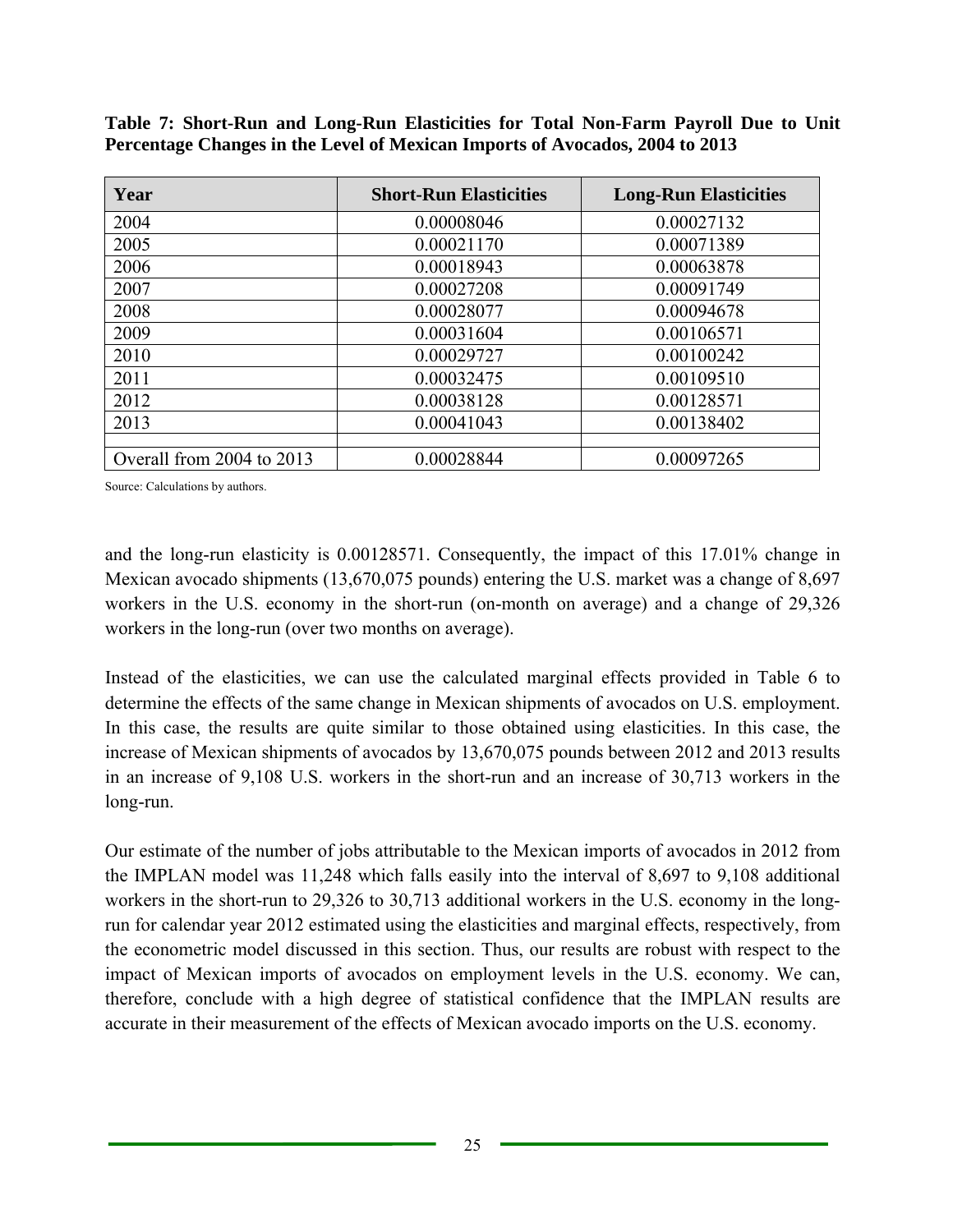**Table 7: Short-Run and Long-Run Elasticities for Total Non-Farm Payroll Due to Unit Percentage Changes in the Level of Mexican Imports of Avocados, 2004 to 2013**

| Year | Short-Run Elasticities | Long-Run Elasticities |
|---|---|---|
| 2004 | 0.00008046 | 0.00027132 |
| 2005 | 0.00021170 | 0.00071389 |
| 2006 | 0.00018943 | 0.00063878 |
| 2007 | 0.00027208 | 0.00091749 |
| 2008 | 0.00028077 | 0.00094678 |
| 2009 | 0.00031604 | 0.00106571 |
| 2010 | 0.00029727 | 0.00100242 |
| 2011 | 0.00032475 | 0.00109510 |
| 2012 | 0.00038128 | 0.00128571 |
| 2013 | 0.00041043 | 0.00138402 |
| | | |
| Overall from 2004 to 2013 | 0.00028844 | 0.00097265 |

Source: Calculations by authors.

and the long-run elasticity is 0.00128571. Consequently, the impact of this 17.01% change in Mexican avocado shipments (13,670,075 pounds) entering the U.S. market was a change of 8,697 workers in the U.S. economy in the short-run (on-month on average) and a change of 29,326 workers in the long-run (over two months on average).

Instead of the elasticities, we can use the calculated marginal effects provided in Table 6 to determine the effects of the same change in Mexican shipments of avocados on U.S. employment. In this case, the results are quite similar to those obtained using elasticities. In this case, the increase of Mexican shipments of avocados by 13,670,075 pounds between 2012 and 2013 results in an increase of 9,108 U.S. workers in the short-run and an increase of 30,713 workers in the long-run.

Our estimate of the number of jobs attributable to the Mexican imports of avocados in 2012 from the IMPLAN model was 11,248 which falls easily into the interval of 8,697 to 9,108 additional workers in the short-run to 29,326 to 30,713 additional workers in the U.S. economy in the long-run for calendar year 2012 estimated using the elasticities and marginal effects, respectively, from the econometric model discussed in this section. Thus, our results are robust with respect to the impact of Mexican imports of avocados on employment levels in the U.S. economy. We can, therefore, conclude with a high degree of statistical confidence that the IMPLAN results are accurate in their measurement of the effects of Mexican avocado imports on the U.S. economy.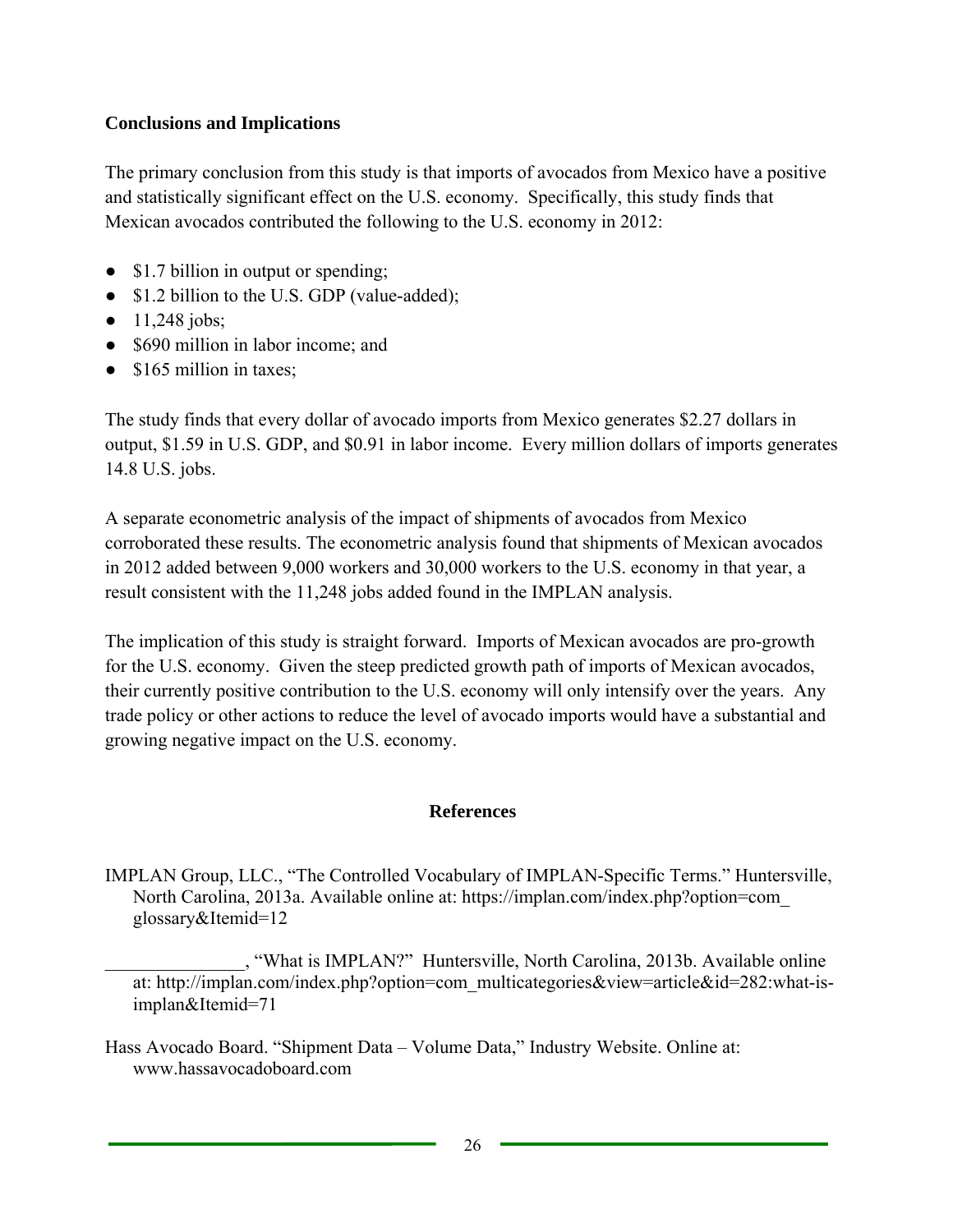**Conclusions and Implications**

The primary conclusion from this study is that imports of avocados from Mexico have a positive and statistically significant effect on the U.S. economy. Specifically, this study finds that Mexican avocados contributed the following to the U.S. economy in 2012:

- $1.7 billion in output or spending;
- $1.2 billion to the U.S. GDP (value-added);
- 11,248 jobs;
- $690 million in labor income; and
- $165 million in taxes;

The study finds that every dollar of avocado imports from Mexico generates $2.27 dollars in output, $1.59 in U.S. GDP, and $0.91 in labor income. Every million dollars of imports generates 14.8 U.S. jobs.

A separate econometric analysis of the impact of shipments of avocados from Mexico corroborated these results. The econometric analysis found that shipments of Mexican avocados in 2012 added between 9,000 workers and 30,000 workers to the U.S. economy in that year, a result consistent with the 11,248 jobs added found in the IMPLAN analysis.

The implication of this study is straight forward. Imports of Mexican avocados are pro-growth for the U.S. economy. Given the steep predicted growth path of imports of Mexican avocados, their currently positive contribution to the U.S. economy will only intensify over the years. Any trade policy or other actions to reduce the level of avocado imports would have a substantial and growing negative impact on the U.S. economy.

## References

IMPLAN Group, LLC., "The Controlled Vocabulary of IMPLAN-Specific Terms." Huntersville, North Carolina, 2013a. Available online at: https://implan.com/index.php?option=com_glossary&Itemid=12

_______________, "What is IMPLAN?" Huntersville, North Carolina, 2013b. Available online at: http://implan.com/index.php?option=com_multicategories&view=article&id=282:what-is-implan&Itemid=71

Hass Avocado Board. "Shipment Data – Volume Data," Industry Website. Online at: www.hassavocadoboard.com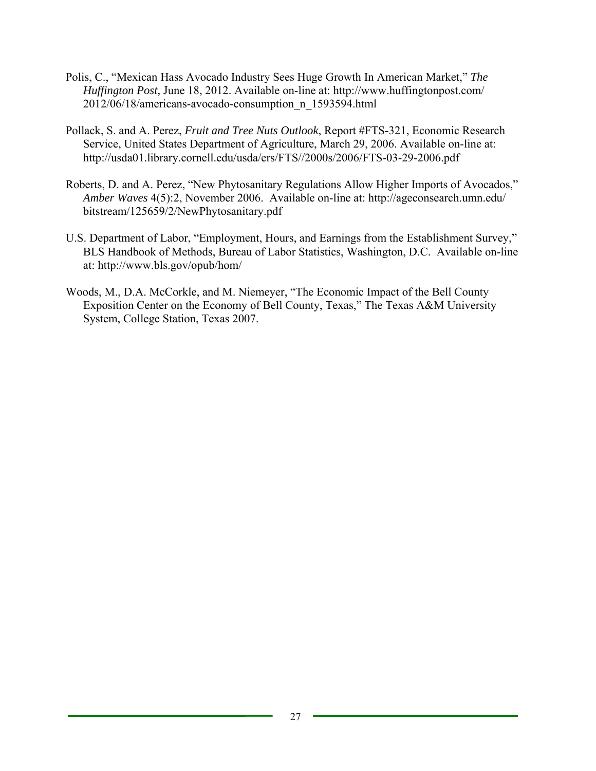Polis, C., "Mexican Hass Avocado Industry Sees Huge Growth In American Market," *The Huffington Post,* June 18, 2012. Available on-line at: http://www.huffingtonpost.com/2012/06/18/americans-avocado-consumption_n_1593594.html

Pollack, S. and A. Perez, *Fruit and Tree Nuts Outlook*, Report #FTS-321, Economic Research Service, United States Department of Agriculture, March 29, 2006. Available on-line at: http://usda01.library.cornell.edu/usda/ers/FTS//2000s/2006/FTS-03-29-2006.pdf

Roberts, D. and A. Perez, "New Phytosanitary Regulations Allow Higher Imports of Avocados," *Amber Waves* 4(5):2, November 2006. Available on-line at: http://ageconsearch.umn.edu/bitstream/125659/2/NewPhytosanitary.pdf

U.S. Department of Labor, "Employment, Hours, and Earnings from the Establishment Survey," BLS Handbook of Methods, Bureau of Labor Statistics, Washington, D.C. Available on-line at: http://www.bls.gov/opub/hom/

Woods, M., D.A. McCorkle, and M. Niemeyer, "The Economic Impact of the Bell County Exposition Center on the Economy of Bell County, Texas," The Texas A&M University System, College Station, Texas 2007.